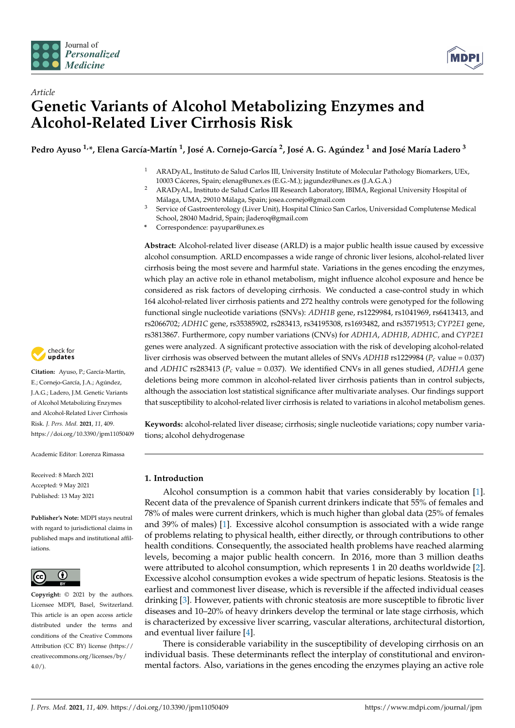*Article*

# Genetic Variants of Alcohol Metabolizing Enzymes and Alcohol-Related Liver Cirrhosis Risk

**Pedro Ayuso [1,*], Elena García-Martín [1], José A. Cornejo-García [2], José A. G. Agúndez [1] and José María Ladero [3]**

[1] ARADyAL, Instituto de Salud Carlos III, University Institute of Molecular Pathology Biomarkers, UEx, 10003 Cáceres, Spain; elenag@unex.es (E.G.-M.); jagundez@unex.es (J.A.G.A.)

[2] ARADyAL, Instituto de Salud Carlos III Research Laboratory, IBIMA, Regional University Hospital of Málaga, UMA, 29010 Málaga, Spain; josea.cornejo@gmail.com

[3] Service of Gastroenterology (Liver Unit), Hospital Clínico San Carlos, Universidad Complutense Medical School, 28040 Madrid, Spain; jladeroq@gmail.com

\* Correspondence: payupar@unex.es

**Abstract:** Alcohol-related liver disease (ARLD) is a major public health issue caused by excessive alcohol consumption. ARLD encompasses a wide range of chronic liver lesions, alcohol-related liver cirrhosis being the most severe and harmful state. Variations in the genes encoding the enzymes, which play an active role in ethanol metabolism, might influence alcohol exposure and hence be considered as risk factors of developing cirrhosis. We conducted a case-control study in which 164 alcohol-related liver cirrhosis patients and 272 healthy controls were genotyped for the following functional single nucleotide variations (SNVs): *ADH1B* gene, rs1229984, rs1041969, rs6413413, and rs2066702; *ADH1C* gene, rs35385902, rs283413, rs34195308, rs1693482, and rs35719513; *CYP2E1* gene, rs3813867. Furthermore, copy number variations (CNVs) for *ADH1A*, *ADH1B*, *ADH1C*, and *CYP2E1* genes were analyzed. A significant protective association with the risk of developing alcohol-related liver cirrhosis was observed between the mutant alleles of SNVs *ADH1B* rs1229984 ($P_c$ value = 0.037) and *ADH1C* rs283413 ($P_c$ value = 0.037). We identified CNVs in all genes studied, *ADH1A* gene deletions being more common in alcohol-related liver cirrhosis patients than in control subjects, although the association lost statistical significance after multivariate analyses. Our findings support that susceptibility to alcohol-related liver cirrhosis is related to variations in alcohol metabolism genes.

**Keywords:** alcohol-related liver disease; cirrhosis; single nucleotide variations; copy number variations; alcohol dehydrogenase

**Citation:** Ayuso, P.; García-Martín, E.; Cornejo-García, J.A.; Agúndez, J.A.G.; Ladero, J.M. Genetic Variants of Alcohol Metabolizing Enzymes and Alcohol-Related Liver Cirrhosis Risk. *J. Pers. Med.* **2021**, *11*, 409. https://doi.org/10.3390/jpm11050409

Academic Editor: Lorenza Rimassa

Received: 8 March 2021
Accepted: 9 May 2021
Published: 13 May 2021

**Publisher's Note:** MDPI stays neutral with regard to jurisdictional claims in published maps and institutional affiliations.

**Copyright:** © 2021 by the authors. Licensee MDPI, Basel, Switzerland. This article is an open access article distributed under the terms and conditions of the Creative Commons Attribution (CC BY) license (https://creativecommons.org/licenses/by/4.0/).

## 1. Introduction

Alcohol consumption is a common habit that varies considerably by location [1]. Recent data of the prevalence of Spanish current drinkers indicate that 55% of females and 78% of males were current drinkers, which is much higher than global data (25% of females and 39% of males) [1]. Excessive alcohol consumption is associated with a wide range of problems relating to physical health, either directly, or through contributions to other health conditions. Consequently, the associated health problems have reached alarming levels, becoming a major public health concern. In 2016, more than 3 million deaths were attributed to alcohol consumption, which represents 1 in 20 deaths worldwide [2]. Excessive alcohol consumption evokes a wide spectrum of hepatic lesions. Steatosis is the earliest and commonest liver disease, which is reversible if the affected individual ceases drinking [3]. However, patients with chronic steatosis are more susceptible to fibrotic liver diseases and 10–20% of heavy drinkers develop the terminal or late stage cirrhosis, which is characterized by excessive liver scarring, vascular alterations, architectural distortion, and eventual liver failure [4].

There is considerable variability in the susceptibility of developing cirrhosis on an individual basis. These determinants reflect the interplay of constitutional and environmental factors. Also, variations in the genes encoding the enzymes playing an active role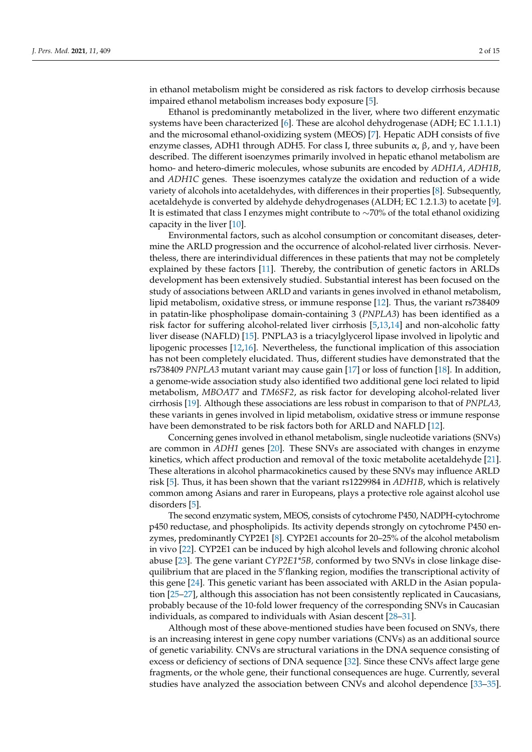in ethanol metabolism might be considered as risk factors to develop cirrhosis because impaired ethanol metabolism increases body exposure [5].

Ethanol is predominantly metabolized in the liver, where two different enzymatic systems have been characterized [6]. These are alcohol dehydrogenase (ADH; EC 1.1.1.1) and the microsomal ethanol-oxidizing system (MEOS) [7]. Hepatic ADH consists of five enzyme classes, ADH1 through ADH5. For class I, three subunits α, β, and γ, have been described. The different isoenzymes primarily involved in hepatic ethanol metabolism are homo- and hetero-dimeric molecules, whose subunits are encoded by *ADH1A*, *ADH1B*, and *ADH1C* genes. These isoenzymes catalyze the oxidation and reduction of a wide variety of alcohols into acetaldehydes, with differences in their properties [8]. Subsequently, acetaldehyde is converted by aldehyde dehydrogenases (ALDH; EC 1.2.1.3) to acetate [9]. It is estimated that class I enzymes might contribute to ∼70% of the total ethanol oxidizing capacity in the liver [10].

Environmental factors, such as alcohol consumption or concomitant diseases, determine the ARLD progression and the occurrence of alcohol-related liver cirrhosis. Nevertheless, there are interindividual differences in these patients that may not be completely explained by these factors [11]. Thereby, the contribution of genetic factors in ARLDs development has been extensively studied. Substantial interest has been focused on the study of associations between ARLD and variants in genes involved in ethanol metabolism, lipid metabolism, oxidative stress, or immune response [12]. Thus, the variant rs738409 in patatin-like phospholipase domain-containing 3 (*PNPLA3*) has been identified as a risk factor for suffering alcohol-related liver cirrhosis [5,13,14] and non-alcoholic fatty liver disease (NAFLD) [15]. PNPLA3 is a triacylglycerol lipase involved in lipolytic and lipogenic processes [12,16]. Nevertheless, the functional implication of this association has not been completely elucidated. Thus, different studies have demonstrated that the rs738409 *PNPLA3* mutant variant may cause gain [17] or loss of function [18]. In addition, a genome-wide association study also identified two additional gene loci related to lipid metabolism, *MBOAT7* and *TM6SF2*, as risk factor for developing alcohol-related liver cirrhosis [19]. Although these associations are less robust in comparison to that of *PNPLA3*, these variants in genes involved in lipid metabolism, oxidative stress or immune response have been demonstrated to be risk factors both for ARLD and NAFLD [12].

Concerning genes involved in ethanol metabolism, single nucleotide variations (SNVs) are common in *ADH1* genes [20]. These SNVs are associated with changes in enzyme kinetics, which affect production and removal of the toxic metabolite acetaldehyde [21]. These alterations in alcohol pharmacokinetics caused by these SNVs may influence ARLD risk [5]. Thus, it has been shown that the variant rs1229984 in *ADH1B*, which is relatively common among Asians and rarer in Europeans, plays a protective role against alcohol use disorders [5].

The second enzymatic system, MEOS, consists of cytochrome P450, NADPH-cytochrome p450 reductase, and phospholipids. Its activity depends strongly on cytochrome P450 enzymes, predominantly CYP2E1 [8]. CYP2E1 accounts for 20–25% of the alcohol metabolism in vivo [22]. CYP2E1 can be induced by high alcohol levels and following chronic alcohol abuse [23]. The gene variant *CYP2E1\*5B,* conformed by two SNVs in close linkage disequilibrium that are placed in the 5′flanking region, modifies the transcriptional activity of this gene [24]. This genetic variant has been associated with ARLD in the Asian population [25–27], although this association has not been consistently replicated in Caucasians, probably because of the 10-fold lower frequency of the corresponding SNVs in Caucasian individuals, as compared to individuals with Asian descent [28–31].

Although most of these above-mentioned studies have been focused on SNVs, there is an increasing interest in gene copy number variations (CNVs) as an additional source of genetic variability. CNVs are structural variations in the DNA sequence consisting of excess or deficiency of sections of DNA sequence [32]. Since these CNVs affect large gene fragments, or the whole gene, their functional consequences are huge. Currently, several studies have analyzed the association between CNVs and alcohol dependence [33–35].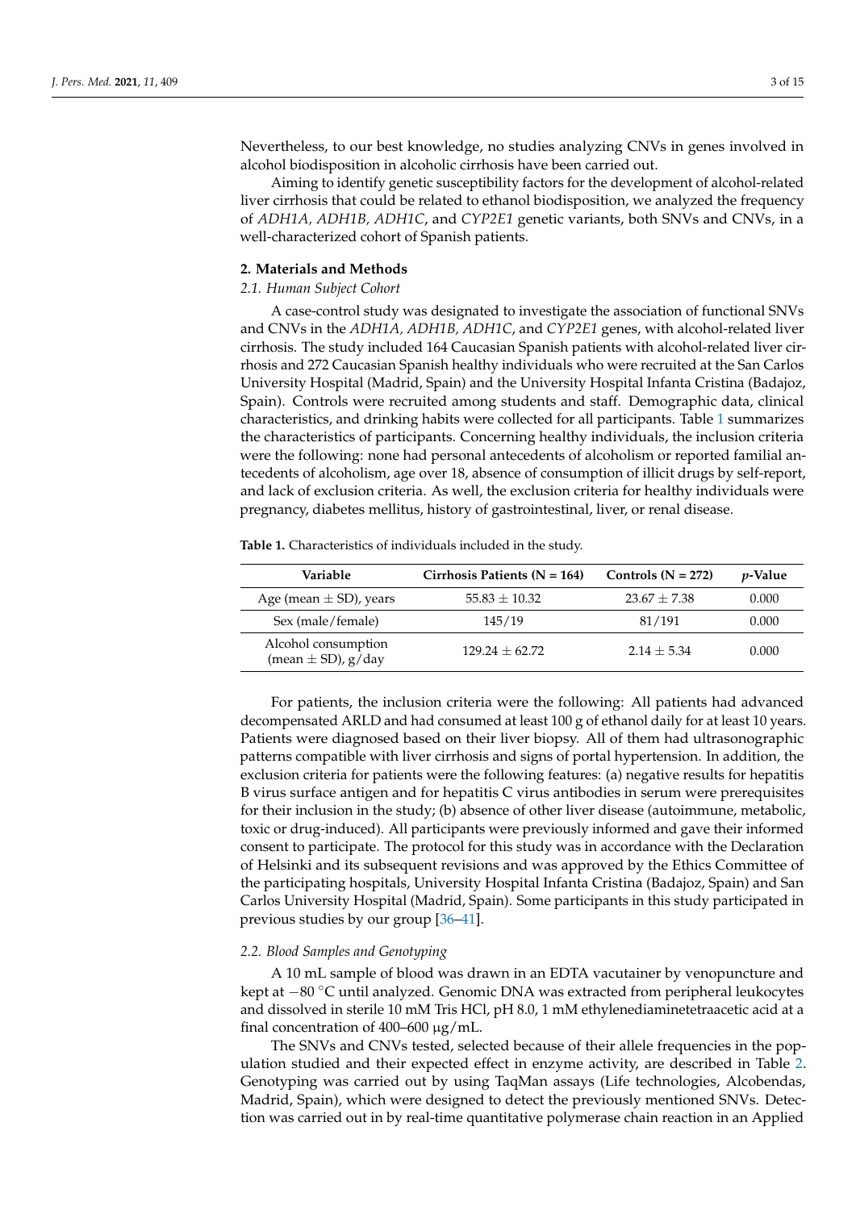Nevertheless, to our best knowledge, no studies analyzing CNVs in genes involved in alcohol biodisposition in alcoholic cirrhosis have been carried out.

Aiming to identify genetic susceptibility factors for the development of alcohol-related liver cirrhosis that could be related to ethanol biodisposition, we analyzed the frequency of *ADH1A, ADH1B, ADH1C*, and *CYP2E1* genetic variants, both SNVs and CNVs, in a well-characterized cohort of Spanish patients.

## 2. Materials and Methods

### 2.1. Human Subject Cohort

A case-control study was designated to investigate the association of functional SNVs and CNVs in the *ADH1A, ADH1B, ADH1C*, and *CYP2E1* genes, with alcohol-related liver cirrhosis. The study included 164 Caucasian Spanish patients with alcohol-related liver cirrhosis and 272 Caucasian Spanish healthy individuals who were recruited at the San Carlos University Hospital (Madrid, Spain) and the University Hospital Infanta Cristina (Badajoz, Spain). Controls were recruited among students and staff. Demographic data, clinical characteristics, and drinking habits were collected for all participants. Table 1 summarizes the characteristics of participants. Concerning healthy individuals, the inclusion criteria were the following: none had personal antecedents of alcoholism or reported familial antecedents of alcoholism, age over 18, absence of consumption of illicit drugs by self-report, and lack of exclusion criteria. As well, the exclusion criteria for healthy individuals were pregnancy, diabetes mellitus, history of gastrointestinal, liver, or renal disease.

**Table 1.** Characteristics of individuals included in the study.

| Variable | Cirrhosis Patients (N = 164) | Controls (N = 272) | *p*-Value |
|---|---|---|---|
| Age (mean ± SD), years | 55.83 ± 10.32 | 23.67 ± 7.38 | 0.000 |
| Sex (male/female) | 145/19 | 81/191 | 0.000 |
| Alcohol consumption (mean ± SD), g/day | 129.24 ± 62.72 | 2.14 ± 5.34 | 0.000 |

For patients, the inclusion criteria were the following: All patients had advanced decompensated ARLD and had consumed at least 100 g of ethanol daily for at least 10 years. Patients were diagnosed based on their liver biopsy. All of them had ultrasonographic patterns compatible with liver cirrhosis and signs of portal hypertension. In addition, the exclusion criteria for patients were the following features: (a) negative results for hepatitis B virus surface antigen and for hepatitis C virus antibodies in serum were prerequisites for their inclusion in the study; (b) absence of other liver disease (autoimmune, metabolic, toxic or drug-induced). All participants were previously informed and gave their informed consent to participate. The protocol for this study was in accordance with the Declaration of Helsinki and its subsequent revisions and was approved by the Ethics Committee of the participating hospitals, University Hospital Infanta Cristina (Badajoz, Spain) and San Carlos University Hospital (Madrid, Spain). Some participants in this study participated in previous studies by our group [36–41].

### 2.2. Blood Samples and Genotyping

A 10 mL sample of blood was drawn in an EDTA vacutainer by venopuncture and kept at −80 °C until analyzed. Genomic DNA was extracted from peripheral leukocytes and dissolved in sterile 10 mM Tris HCl, pH 8.0, 1 mM ethylenediaminetetraacetic acid at a final concentration of 400–600 μg/mL.

The SNVs and CNVs tested, selected because of their allele frequencies in the population studied and their expected effect in enzyme activity, are described in Table 2. Genotyping was carried out by using TaqMan assays (Life technologies, Alcobendas, Madrid, Spain), which were designed to detect the previously mentioned SNVs. Detection was carried out in by real-time quantitative polymerase chain reaction in an Applied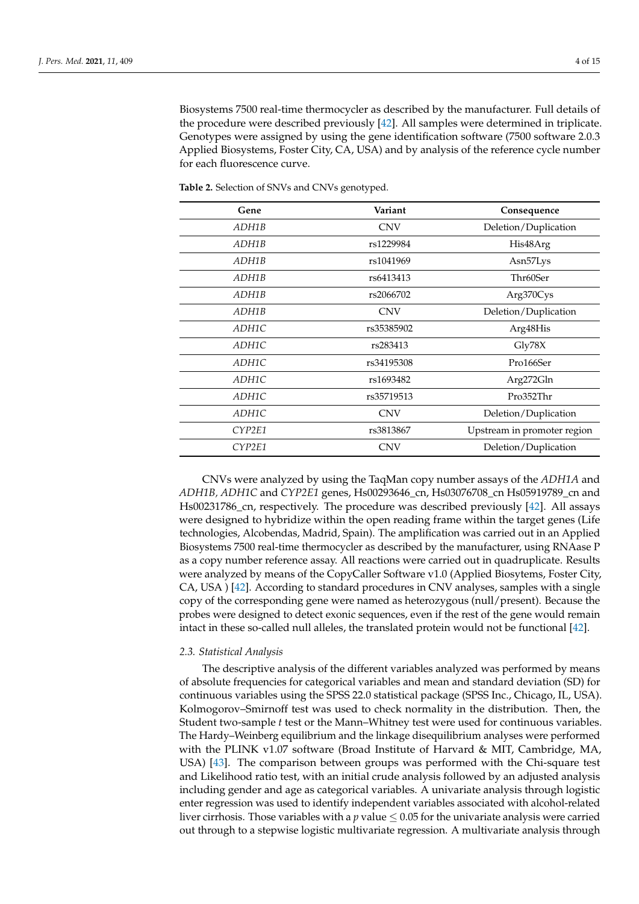Biosystems 7500 real-time thermocycler as described by the manufacturer. Full details of the procedure were described previously [42]. All samples were determined in triplicate. Genotypes were assigned by using the gene identification software (7500 software 2.0.3 Applied Biosystems, Foster City, CA, USA) and by analysis of the reference cycle number for each fluorescence curve.

**Table 2.** Selection of SNVs and CNVs genotyped.

| Gene | Variant | Consequence |
| --- | --- | --- |
| *ADH1B* | CNV | Deletion/Duplication |
| *ADH1B* | rs1229984 | His48Arg |
| *ADH1B* | rs1041969 | Asn57Lys |
| *ADH1B* | rs6413413 | Thr60Ser |
| *ADH1B* | rs2066702 | Arg370Cys |
| *ADH1B* | CNV | Deletion/Duplication |
| *ADH1C* | rs35385902 | Arg48His |
| *ADH1C* | rs283413 | Gly78X |
| *ADH1C* | rs34195308 | Pro166Ser |
| *ADH1C* | rs1693482 | Arg272Gln |
| *ADH1C* | rs35719513 | Pro352Thr |
| *ADH1C* | CNV | Deletion/Duplication |
| *CYP2E1* | rs3813867 | Upstream in promoter region |
| *CYP2E1* | CNV | Deletion/Duplication |

CNVs were analyzed by using the TaqMan copy number assays of the *ADH1A* and *ADH1B, ADH1C* and *CYP2E1* genes, Hs00293646_cn, Hs03076708_cn Hs05919789_cn and Hs00231786_cn, respectively. The procedure was described previously [42]. All assays were designed to hybridize within the open reading frame within the target genes (Life technologies, Alcobendas, Madrid, Spain). The amplification was carried out in an Applied Biosystems 7500 real-time thermocycler as described by the manufacturer, using RNAase P as a copy number reference assay. All reactions were carried out in quadruplicate. Results were analyzed by means of the CopyCaller Software v1.0 (Applied Biosystems, Foster City, CA, USA ) [42]. According to standard procedures in CNV analyses, samples with a single copy of the corresponding gene were named as heterozygous (null/present). Because the probes were designed to detect exonic sequences, even if the rest of the gene would remain intact in these so-called null alleles, the translated protein would not be functional [42].

### 2.3. Statistical Analysis

The descriptive analysis of the different variables analyzed was performed by means of absolute frequencies for categorical variables and mean and standard deviation (SD) for continuous variables using the SPSS 22.0 statistical package (SPSS Inc., Chicago, IL, USA). Kolmogorov–Smirnoff test was used to check normality in the distribution. Then, the Student two-sample *t* test or the Mann–Whitney test were used for continuous variables. The Hardy–Weinberg equilibrium and the linkage disequilibrium analyses were performed with the PLINK v1.07 software (Broad Institute of Harvard & MIT, Cambridge, MA, USA) [43]. The comparison between groups was performed with the Chi-square test and Likelihood ratio test, with an initial crude analysis followed by an adjusted analysis including gender and age as categorical variables. A univariate analysis through logistic enter regression was used to identify independent variables associated with alcohol-related liver cirrhosis. Those variables with a $p$ value $\leq 0.05$ for the univariate analysis were carried out through to a stepwise logistic multivariate regression. A multivariate analysis through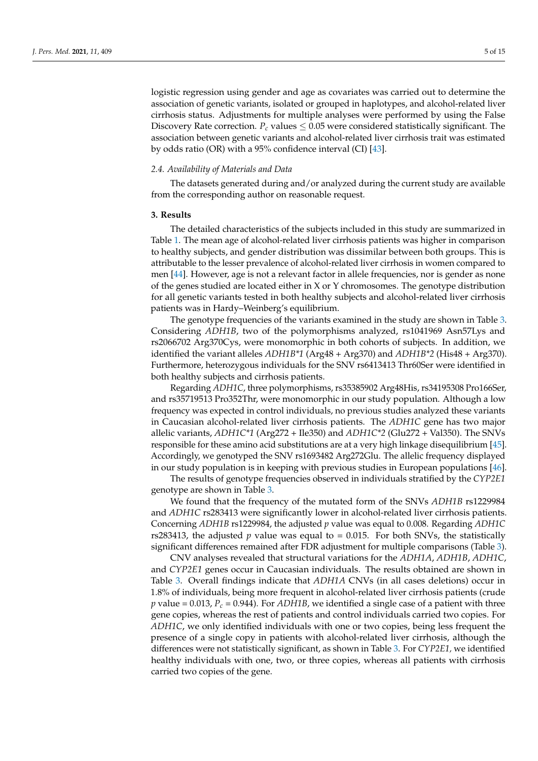logistic regression using gender and age as covariates was carried out to determine the association of genetic variants, isolated or grouped in haplotypes, and alcohol-related liver cirrhosis status. Adjustments for multiple analyses were performed by using the False Discovery Rate correction. $P_c$ values $\leq 0.05$ were considered statistically significant. The association between genetic variants and alcohol-related liver cirrhosis trait was estimated by odds ratio (OR) with a 95% confidence interval (CI) [43].

### 2.4. Availability of Materials and Data

The datasets generated during and/or analyzed during the current study are available from the corresponding author on reasonable request.

## 3. Results

The detailed characteristics of the subjects included in this study are summarized in Table 1. The mean age of alcohol-related liver cirrhosis patients was higher in comparison to healthy subjects, and gender distribution was dissimilar between both groups. This is attributable to the lesser prevalence of alcohol-related liver cirrhosis in women compared to men [44]. However, age is not a relevant factor in allele frequencies, nor is gender as none of the genes studied are located either in X or Y chromosomes. The genotype distribution for all genetic variants tested in both healthy subjects and alcohol-related liver cirrhosis patients was in Hardy–Weinberg's equilibrium.

The genotype frequencies of the variants examined in the study are shown in Table 3. Considering *ADH1B*, two of the polymorphisms analyzed, rs1041969 Asn57Lys and rs2066702 Arg370Cys, were monomorphic in both cohorts of subjects. In addition, we identified the variant alleles *ADH1B\*1* (Arg48 + Arg370) and *ADH1B\*2* (His48 + Arg370). Furthermore, heterozygous individuals for the SNV rs6413413 Thr60Ser were identified in both healthy subjects and cirrhosis patients.

Regarding *ADH1C*, three polymorphisms, rs35385902 Arg48His, rs34195308 Pro166Ser, and rs35719513 Pro352Thr, were monomorphic in our study population. Although a low frequency was expected in control individuals, no previous studies analyzed these variants in Caucasian alcohol-related liver cirrhosis patients. The *ADH1C* gene has two major allelic variants, *ADH1C\*1* (Arg272 + Ile350) and *ADH1C\*2* (Glu272 + Val350). The SNVs responsible for these amino acid substitutions are at a very high linkage disequilibrium [45]. Accordingly, we genotyped the SNV rs1693482 Arg272Glu. The allelic frequency displayed in our study population is in keeping with previous studies in European populations [46].

The results of genotype frequencies observed in individuals stratified by the *CYP2E1* genotype are shown in Table 3.

We found that the frequency of the mutated form of the SNVs *ADH1B* rs1229984 and *ADH1C* rs283413 were significantly lower in alcohol-related liver cirrhosis patients. Concerning *ADH1B* rs1229984, the adjusted $p$ value was equal to 0.008. Regarding *ADH1C* rs283413, the adjusted $p$ value was equal to = 0.015. For both SNVs, the statistically significant differences remained after FDR adjustment for multiple comparisons (Table 3).

CNV analyses revealed that structural variations for the *ADH1A*, *ADH1B*, *ADH1C*, and *CYP2E1* genes occur in Caucasian individuals. The results obtained are shown in Table 3. Overall findings indicate that *ADH1A* CNVs (in all cases deletions) occur in 1.8% of individuals, being more frequent in alcohol-related liver cirrhosis patients (crude $p$ value = 0.013, $P_c$ = 0.944). For *ADH1B*, we identified a single case of a patient with three gene copies, whereas the rest of patients and control individuals carried two copies. For *ADH1C*, we only identified individuals with one or two copies, being less frequent the presence of a single copy in patients with alcohol-related liver cirrhosis, although the differences were not statistically significant, as shown in Table 3. For *CYP2E1*, we identified healthy individuals with one, two, or three copies, whereas all patients with cirrhosis carried two copies of the gene.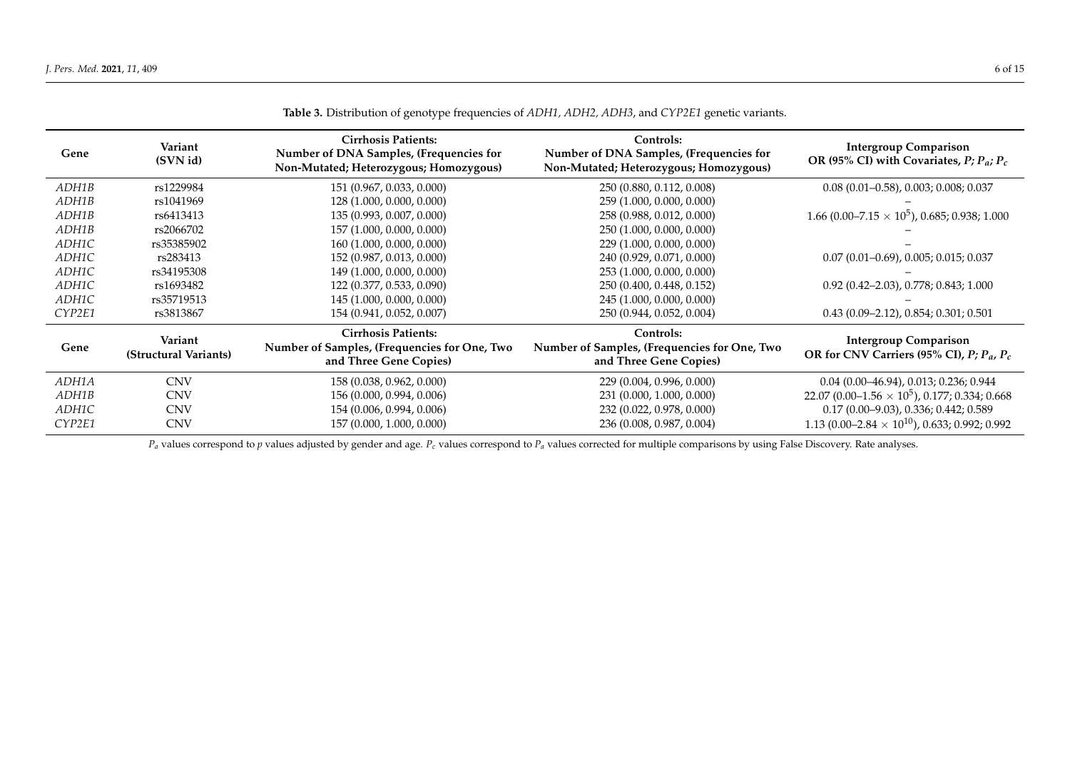**Table 3.** Distribution of genotype frequencies of *ADH1*, *ADH2*, *ADH3*, and *CYP2E1* genetic variants.

| Gene | Variant (SVN id) | Cirrhosis Patients: Number of DNA Samples, (Frequencies for Non-Mutated; Heterozygous; Homozygous) | Controls: Number of DNA Samples, (Frequencies for Non-Mutated; Heterozygous; Homozygous) | Intergroup Comparison OR (95% CI) with Covariates, $P$; $P_a$; $P_c$ |
|---|---|---|---|---|
| *ADH1B* | rs1229984 | 151 (0.967, 0.033, 0.000) | 250 (0.880, 0.112, 0.008) | 0.08 (0.01–0.58), 0.003; 0.008; 0.037 |
| *ADH1B* | rs1041969 | 128 (1.000, 0.000, 0.000) | 259 (1.000, 0.000, 0.000) | – |
| *ADH1B* | rs6413413 | 135 (0.993, 0.007, 0.000) | 258 (0.988, 0.012, 0.000) | 1.66 (0.00–7.15 $\times$ $10^5$), 0.685; 0.938; 1.000 |
| *ADH1B* | rs2066702 | 157 (1.000, 0.000, 0.000) | 250 (1.000, 0.000, 0.000) | – |
| *ADH1C* | rs35385902 | 160 (1.000, 0.000, 0.000) | 229 (1.000, 0.000, 0.000) | – |
| *ADH1C* | rs283413 | 152 (0.987, 0.013, 0.000) | 240 (0.929, 0.071, 0.000) | 0.07 (0.01–0.69), 0.005; 0.015; 0.037 |
| *ADH1C* | rs34195308 | 149 (1.000, 0.000, 0.000) | 253 (1.000, 0.000, 0.000) | – |
| *ADH1C* | rs1693482 | 122 (0.377, 0.533, 0.090) | 250 (0.400, 0.448, 0.152) | 0.92 (0.42–2.03), 0.778; 0.843; 1.000 |
| *ADH1C* | rs35719513 | 145 (1.000, 0.000, 0.000) | 245 (1.000, 0.000, 0.000) | – |
| *CYP2E1* | rs3813867 | 154 (0.941, 0.052, 0.007) | 250 (0.944, 0.052, 0.004) | 0.43 (0.09–2.12), 0.854; 0.301; 0.501 |
| **Gene** | **Variant (Structural Variants)** | **Cirrhosis Patients: Number of Samples, (Frequencies for One, Two and Three Gene Copies)** | **Controls: Number of Samples, (Frequencies for One, Two and Three Gene Copies)** | **Intergroup Comparison OR for CNV Carriers (95% CI), $P$; $P_a$, $P_c$** |
| *ADH1A* | CNV | 158 (0.038, 0.962, 0.000) | 229 (0.004, 0.996, 0.000) | 0.04 (0.00–46.94), 0.013; 0.236; 0.944 |
| *ADH1B* | CNV | 156 (0.000, 0.994, 0.006) | 231 (0.000, 1.000, 0.000) | 22.07 (0.00–1.56 $\times$ $10^5$), 0.177; 0.334; 0.668 |
| *ADH1C* | CNV | 154 (0.006, 0.994, 0.006) | 232 (0.022, 0.978, 0.000) | 0.17 (0.00–9.03), 0.336; 0.442; 0.589 |
| *CYP2E1* | CNV | 157 (0.000, 1.000, 0.000) | 236 (0.008, 0.987, 0.004) | 1.13 (0.00–2.84 $\times$ $10^{10}$), 0.633; 0.992; 0.992 |

$P_a$ values correspond to $p$ values adjusted by gender and age. $P_c$ values correspond to $P_a$ values corrected for multiple comparisons by using False Discovery. Rate analyses.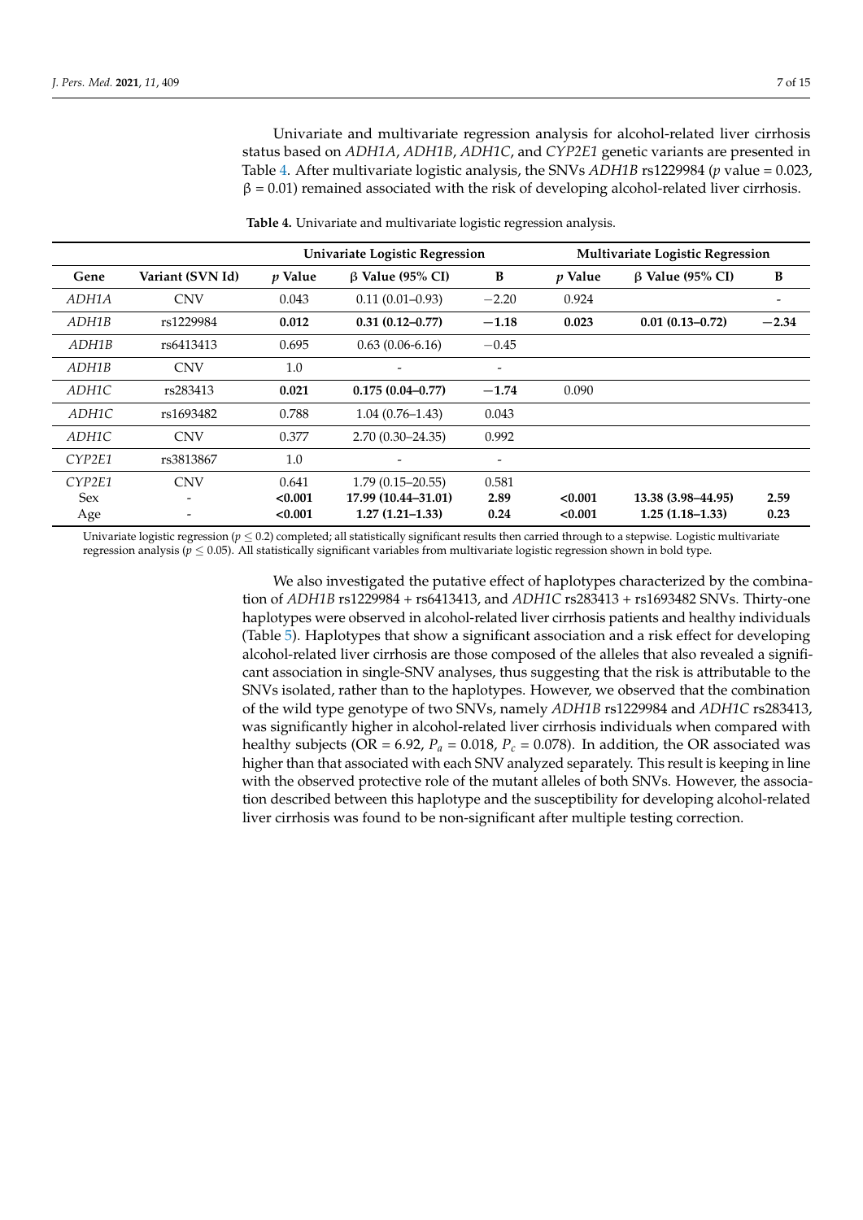Univariate and multivariate regression analysis for alcohol-related liver cirrhosis status based on *ADH1A*, *ADH1B*, *ADH1C*, and *CYP2E1* genetic variants are presented in Table 4. After multivariate logistic analysis, the SNVs *ADH1B* rs1229984 ($p$ value = 0.023, $\beta$ = 0.01) remained associated with the risk of developing alcohol-related liver cirrhosis.

**Table 4.** Univariate and multivariate logistic regression analysis.

| | | Univariate Logistic Regression | | | Multivariate Logistic Regression | | |
|---|---|---|---|---|---|---|---|
| Gene | Variant (SVN Id) | $p$ Value | β Value (95% CI) | B | $p$ Value | β Value (95% CI) | B |
| *ADH1A* | CNV | 0.043 | 0.11 (0.01–0.93) | −2.20 | 0.924 | | - |
| *ADH1B* | rs1229984 | **0.012** | **0.31 (0.12–0.77)** | **−1.18** | **0.023** | **0.01 (0.13–0.72)** | **−2.34** |
| *ADH1B* | rs6413413 | 0.695 | 0.63 (0.06-6.16) | −0.45 | | | |
| *ADH1B* | CNV | 1.0 | - | - | | | |
| *ADH1C* | rs283413 | **0.021** | **0.175 (0.04–0.77)** | **−1.74** | 0.090 | | |
| *ADH1C* | rs1693482 | 0.788 | 1.04 (0.76–1.43) | 0.043 | | | |
| *ADH1C* | CNV | 0.377 | 2.70 (0.30–24.35) | 0.992 | | | |
| *CYP2E1* | rs3813867 | 1.0 | - | - | | | |
| *CYP2E1* | CNV | 0.641 | 1.79 (0.15–20.55) | 0.581 | | | |
| Sex | - | **<0.001** | **17.99 (10.44–31.01)** | **2.89** | **<0.001** | **13.38 (3.98–44.95)** | **2.59** |
| Age | - | **<0.001** | **1.27 (1.21–1.33)** | **0.24** | **<0.001** | **1.25 (1.18–1.33)** | **0.23** |

Univariate logistic regression ($p \leq 0.2$) completed; all statistically significant results then carried through to a stepwise. Logistic multivariate regression analysis ($p \leq 0.05$). All statistically significant variables from multivariate logistic regression shown in bold type.

We also investigated the putative effect of haplotypes characterized by the combination of *ADH1B* rs1229984 + rs6413413, and *ADH1C* rs283413 + rs1693482 SNVs. Thirty-one haplotypes were observed in alcohol-related liver cirrhosis patients and healthy individuals (Table 5). Haplotypes that show a significant association and a risk effect for developing alcohol-related liver cirrhosis are those composed of the alleles that also revealed a significant association in single-SNV analyses, thus suggesting that the risk is attributable to the SNVs isolated, rather than to the haplotypes. However, we observed that the combination of the wild type genotype of two SNVs, namely *ADH1B* rs1229984 and *ADH1C* rs283413, was significantly higher in alcohol-related liver cirrhosis individuals when compared with healthy subjects (OR = 6.92, $P_a$ = 0.018, $P_c$ = 0.078). In addition, the OR associated was higher than that associated with each SNV analyzed separately. This result is keeping in line with the observed protective role of the mutant alleles of both SNVs. However, the association described between this haplotype and the susceptibility for developing alcohol-related liver cirrhosis was found to be non-significant after multiple testing correction.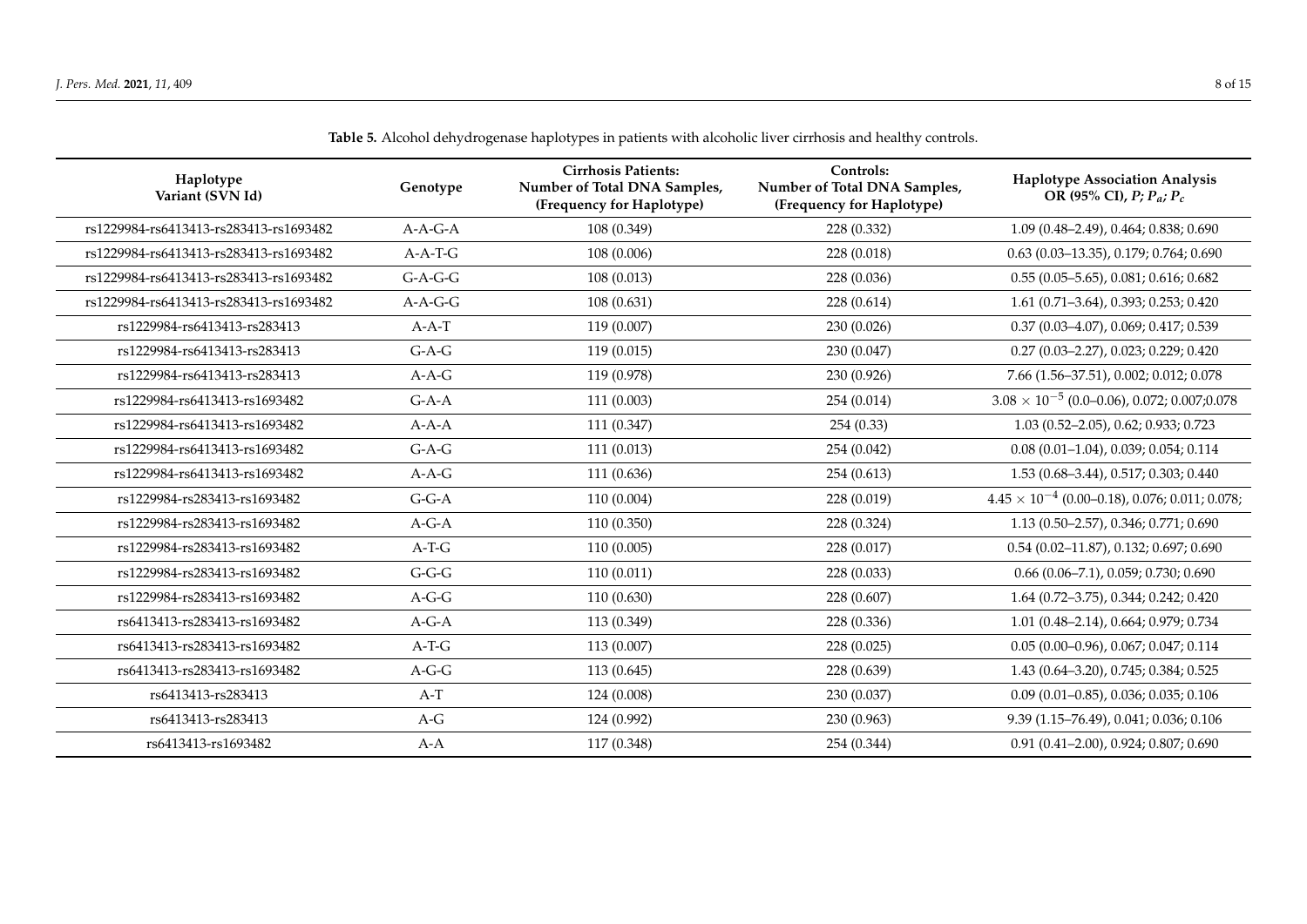**Table 5.** Alcohol dehydrogenase haplotypes in patients with alcoholic liver cirrhosis and healthy controls.

| Haplotype Variant (SVN Id) | Genotype | Cirrhosis Patients: Number of Total DNA Samples, (Frequency for Haplotype) | Controls: Number of Total DNA Samples, (Frequency for Haplotype) | Haplotype Association Analysis OR (95% CI), $P$; $P_a$; $P_c$ |
|---|---|---|---|---|
| rs1229984-rs6413413-rs283413-rs1693482 | A-A-G-A | 108 (0.349) | 228 (0.332) | 1.09 (0.48–2.49), 0.464; 0.838; 0.690 |
| rs1229984-rs6413413-rs283413-rs1693482 | A-A-T-G | 108 (0.006) | 228 (0.018) | 0.63 (0.03–13.35), 0.179; 0.764; 0.690 |
| rs1229984-rs6413413-rs283413-rs1693482 | G-A-G-G | 108 (0.013) | 228 (0.036) | 0.55 (0.05–5.65), 0.081; 0.616; 0.682 |
| rs1229984-rs6413413-rs283413-rs1693482 | A-A-G-G | 108 (0.631) | 228 (0.614) | 1.61 (0.71–3.64), 0.393; 0.253; 0.420 |
| rs1229984-rs6413413-rs283413 | A-A-T | 119 (0.007) | 230 (0.026) | 0.37 (0.03–4.07), 0.069; 0.417; 0.539 |
| rs1229984-rs6413413-rs283413 | G-A-G | 119 (0.015) | 230 (0.047) | 0.27 (0.03–2.27), 0.023; 0.229; 0.420 |
| rs1229984-rs6413413-rs283413 | A-A-G | 119 (0.978) | 230 (0.926) | 7.66 (1.56–37.51), 0.002; 0.012; 0.078 |
| rs1229984-rs6413413-rs1693482 | G-A-A | 111 (0.003) | 254 (0.014) | $3.08 \times 10^{-5}$ (0.0–0.06), 0.072; 0.007;0.078 |
| rs1229984-rs6413413-rs1693482 | A-A-A | 111 (0.347) | 254 (0.33) | 1.03 (0.52–2.05), 0.62; 0.933; 0.723 |
| rs1229984-rs6413413-rs1693482 | G-A-G | 111 (0.013) | 254 (0.042) | 0.08 (0.01–1.04), 0.039; 0.054; 0.114 |
| rs1229984-rs6413413-rs1693482 | A-A-G | 111 (0.636) | 254 (0.613) | 1.53 (0.68–3.44), 0.517; 0.303; 0.440 |
| rs1229984-rs283413-rs1693482 | G-G-A | 110 (0.004) | 228 (0.019) | $4.45 \times 10^{-4}$ (0.00–0.18), 0.076; 0.011; 0.078; |
| rs1229984-rs283413-rs1693482 | A-G-A | 110 (0.350) | 228 (0.324) | 1.13 (0.50–2.57), 0.346; 0.771; 0.690 |
| rs1229984-rs283413-rs1693482 | A-T-G | 110 (0.005) | 228 (0.017) | 0.54 (0.02–11.87), 0.132; 0.697; 0.690 |
| rs1229984-rs283413-rs1693482 | G-G-G | 110 (0.011) | 228 (0.033) | 0.66 (0.06–7.1), 0.059; 0.730; 0.690 |
| rs1229984-rs283413-rs1693482 | A-G-G | 110 (0.630) | 228 (0.607) | 1.64 (0.72–3.75), 0.344; 0.242; 0.420 |
| rs6413413-rs283413-rs1693482 | A-G-A | 113 (0.349) | 228 (0.336) | 1.01 (0.48–2.14), 0.664; 0.979; 0.734 |
| rs6413413-rs283413-rs1693482 | A-T-G | 113 (0.007) | 228 (0.025) | 0.05 (0.00–0.96), 0.067; 0.047; 0.114 |
| rs6413413-rs283413-rs1693482 | A-G-G | 113 (0.645) | 228 (0.639) | 1.43 (0.64–3.20), 0.745; 0.384; 0.525 |
| rs6413413-rs283413 | A-T | 124 (0.008) | 230 (0.037) | 0.09 (0.01–0.85), 0.036; 0.035; 0.106 |
| rs6413413-rs283413 | A-G | 124 (0.992) | 230 (0.963) | 9.39 (1.15–76.49), 0.041; 0.036; 0.106 |
| rs6413413-rs1693482 | A-A | 117 (0.348) | 254 (0.344) | 0.91 (0.41–2.00), 0.924; 0.807; 0.690 |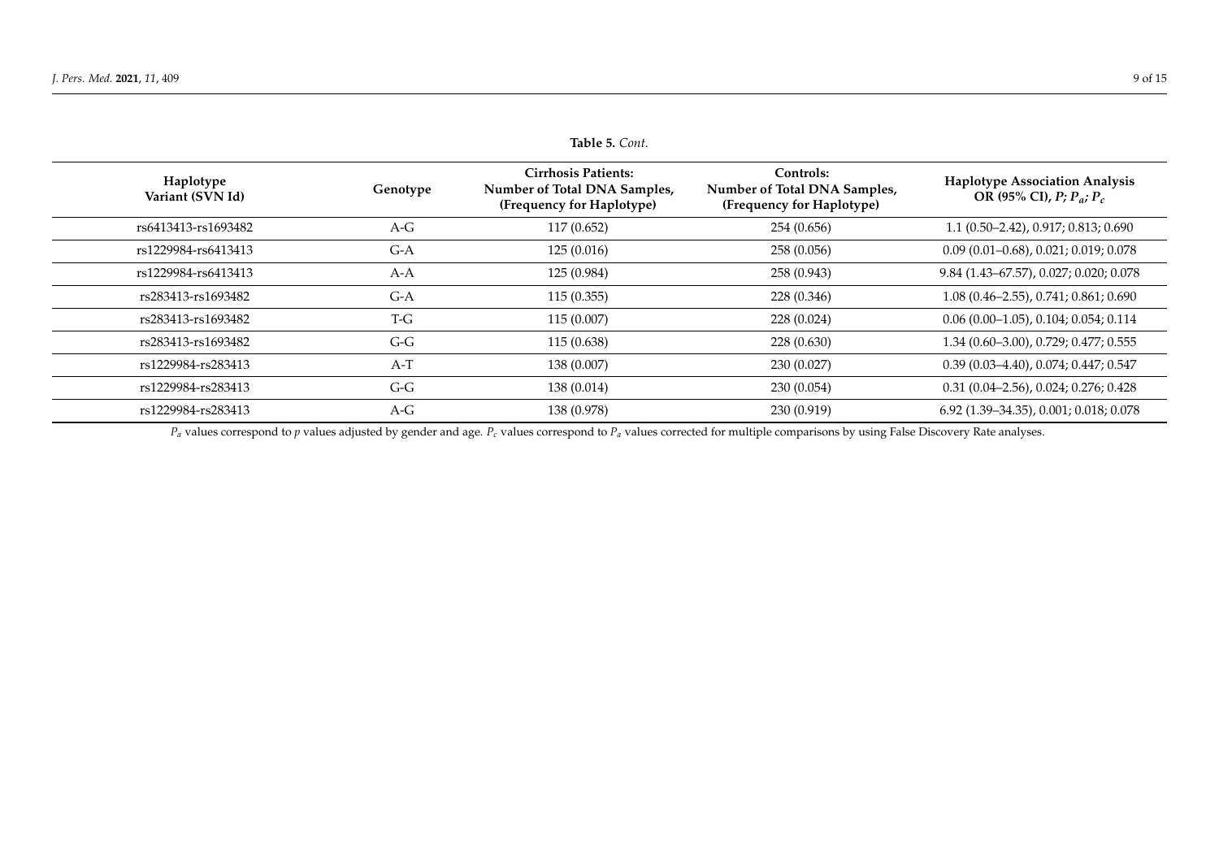**Table 5.** *Cont.*

| Haplotype Variant (SVN Id) | Genotype | Cirrhosis Patients: Number of Total DNA Samples, (Frequency for Haplotype) | Controls: Number of Total DNA Samples, (Frequency for Haplotype) | Haplotype Association Analysis OR (95% CI), $P$; $P_a$; $P_c$ |
|---|---|---|---|---|
| rs6413413-rs1693482 | A-G | 117 (0.652) | 254 (0.656) | 1.1 (0.50–2.42), 0.917; 0.813; 0.690 |
| rs1229984-rs6413413 | G-A | 125 (0.016) | 258 (0.056) | 0.09 (0.01–0.68), 0.021; 0.019; 0.078 |
| rs1229984-rs6413413 | A-A | 125 (0.984) | 258 (0.943) | 9.84 (1.43–67.57), 0.027; 0.020; 0.078 |
| rs283413-rs1693482 | G-A | 115 (0.355) | 228 (0.346) | 1.08 (0.46–2.55), 0.741; 0.861; 0.690 |
| rs283413-rs1693482 | T-G | 115 (0.007) | 228 (0.024) | 0.06 (0.00–1.05), 0.104; 0.054; 0.114 |
| rs283413-rs1693482 | G-G | 115 (0.638) | 228 (0.630) | 1.34 (0.60–3.00), 0.729; 0.477; 0.555 |
| rs1229984-rs283413 | A-T | 138 (0.007) | 230 (0.027) | 0.39 (0.03–4.40), 0.074; 0.447; 0.547 |
| rs1229984-rs283413 | G-G | 138 (0.014) | 230 (0.054) | 0.31 (0.04–2.56), 0.024; 0.276; 0.428 |
| rs1229984-rs283413 | A-G | 138 (0.978) | 230 (0.919) | 6.92 (1.39–34.35), 0.001; 0.018; 0.078 |

$P_a$ values correspond to $p$ values adjusted by gender and age. $P_c$ values correspond to $P_a$ values corrected for multiple comparisons by using False Discovery Rate analyses.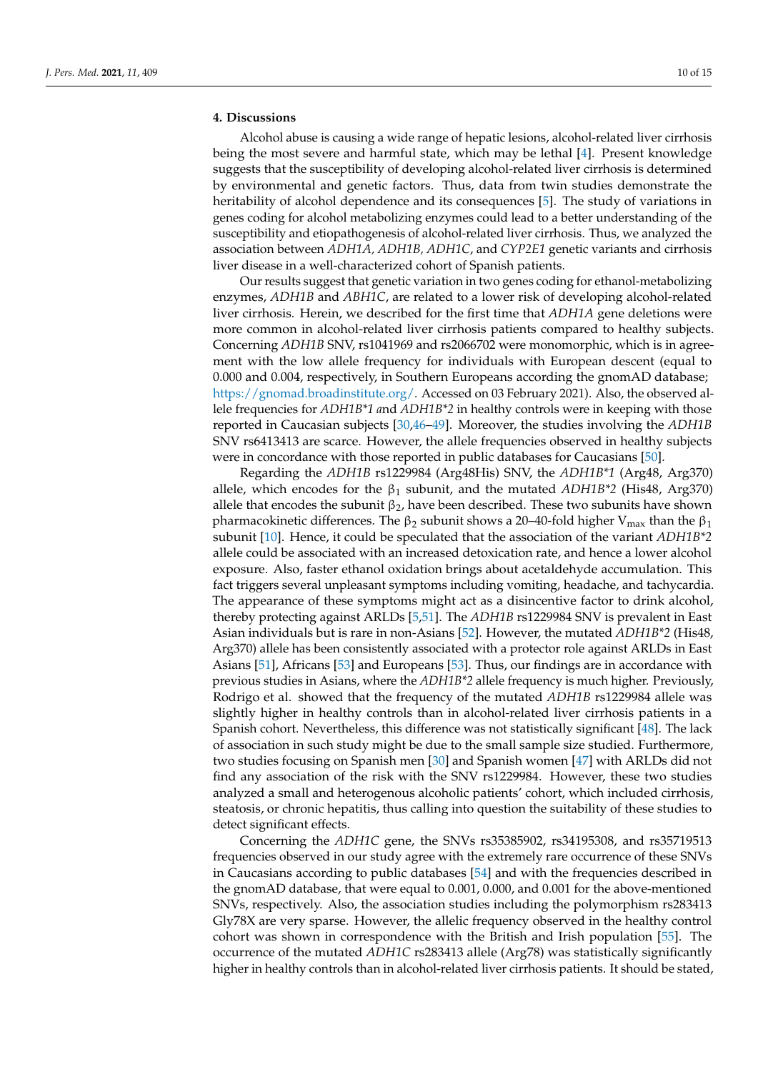## 4. Discussions

Alcohol abuse is causing a wide range of hepatic lesions, alcohol-related liver cirrhosis being the most severe and harmful state, which may be lethal [4]. Present knowledge suggests that the susceptibility of developing alcohol-related liver cirrhosis is determined by environmental and genetic factors. Thus, data from twin studies demonstrate the heritability of alcohol dependence and its consequences [5]. The study of variations in genes coding for alcohol metabolizing enzymes could lead to a better understanding of the susceptibility and etiopathogenesis of alcohol-related liver cirrhosis. Thus, we analyzed the association between *ADH1A, ADH1B, ADH1C*, and *CYP2E1* genetic variants and cirrhosis liver disease in a well-characterized cohort of Spanish patients.

Our results suggest that genetic variation in two genes coding for ethanol-metabolizing enzymes, *ADH1B* and *ABH1C*, are related to a lower risk of developing alcohol-related liver cirrhosis. Herein, we described for the first time that *ADH1A* gene deletions were more common in alcohol-related liver cirrhosis patients compared to healthy subjects. Concerning *ADH1B* SNV, rs1041969 and rs2066702 were monomorphic, which is in agreement with the low allele frequency for individuals with European descent (equal to 0.000 and 0.004, respectively, in Southern Europeans according the gnomAD database; https://gnomad.broadinstitute.org/. Accessed on 03 February 2021). Also, the observed allele frequencies for *ADH1B\*1 a*nd *ADH1B\*2* in healthy controls were in keeping with those reported in Caucasian subjects [30,46–49]. Moreover, the studies involving the *ADH1B* SNV rs6413413 are scarce. However, the allele frequencies observed in healthy subjects were in concordance with those reported in public databases for Caucasians [50].

Regarding the *ADH1B* rs1229984 (Arg48His) SNV, the *ADH1B\*1* (Arg48, Arg370) allele, which encodes for the $\beta_1$ subunit, and the mutated *ADH1B\*2* (His48, Arg370) allele that encodes the subunit $\beta_2$, have been described. These two subunits have shown pharmacokinetic differences. The $\beta_2$ subunit shows a 20–40-fold higher $V_{max}$ than the $\beta_1$ subunit [10]. Hence, it could be speculated that the association of the variant *ADH1B\*2* allele could be associated with an increased detoxication rate, and hence a lower alcohol exposure. Also, faster ethanol oxidation brings about acetaldehyde accumulation. This fact triggers several unpleasant symptoms including vomiting, headache, and tachycardia. The appearance of these symptoms might act as a disincentive factor to drink alcohol, thereby protecting against ARLDs [5,51]. The *ADH1B* rs1229984 SNV is prevalent in East Asian individuals but is rare in non-Asians [52]. However, the mutated *ADH1B\*2* (His48, Arg370) allele has been consistently associated with a protector role against ARLDs in East Asians [51], Africans [53] and Europeans [53]. Thus, our findings are in accordance with previous studies in Asians, where the *ADH1B\*2* allele frequency is much higher. Previously, Rodrigo et al. showed that the frequency of the mutated *ADH1B* rs1229984 allele was slightly higher in healthy controls than in alcohol-related liver cirrhosis patients in a Spanish cohort. Nevertheless, this difference was not statistically significant [48]. The lack of association in such study might be due to the small sample size studied. Furthermore, two studies focusing on Spanish men [30] and Spanish women [47] with ARLDs did not find any association of the risk with the SNV rs1229984. However, these two studies analyzed a small and heterogenous alcoholic patients' cohort, which included cirrhosis, steatosis, or chronic hepatitis, thus calling into question the suitability of these studies to detect significant effects.

Concerning the *ADH1C* gene, the SNVs rs35385902, rs34195308, and rs35719513 frequencies observed in our study agree with the extremely rare occurrence of these SNVs in Caucasians according to public databases [54] and with the frequencies described in the gnomAD database, that were equal to 0.001, 0.000, and 0.001 for the above-mentioned SNVs, respectively. Also, the association studies including the polymorphism rs283413 Gly78X are very sparse. However, the allelic frequency observed in the healthy control cohort was shown in correspondence with the British and Irish population [55]. The occurrence of the mutated *ADH1C* rs283413 allele (Arg78) was statistically significantly higher in healthy controls than in alcohol-related liver cirrhosis patients. It should be stated,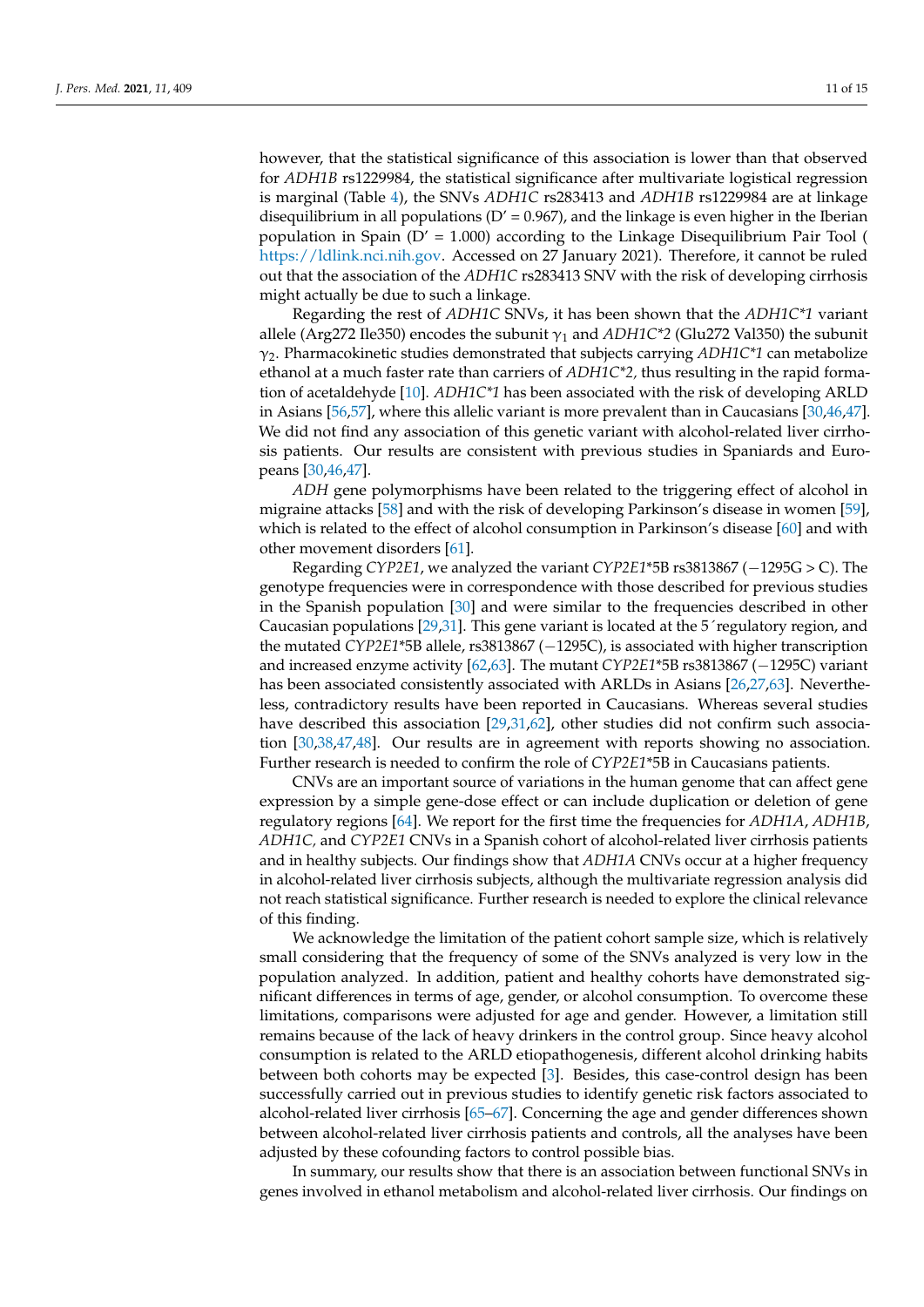however, that the statistical significance of this association is lower than that observed for *ADH1B* rs1229984, the statistical significance after multivariate logistical regression is marginal (Table 4), the SNVs *ADH1C* rs283413 and *ADH1B* rs1229984 are at linkage disequilibrium in all populations (D′ = 0.967), and the linkage is even higher in the Iberian population in Spain (D′ = 1.000) according to the Linkage Disequilibrium Pair Tool ( https://ldlink.nci.nih.gov. Accessed on 27 January 2021). Therefore, it cannot be ruled out that the association of the *ADH1C* rs283413 SNV with the risk of developing cirrhosis might actually be due to such a linkage.

Regarding the rest of *ADH1C* SNVs, it has been shown that the *ADH1C*1* variant allele (Arg272 Ile350) encodes the subunit $\gamma_1$ and *ADH1C*2* (Glu272 Val350) the subunit $\gamma_2$. Pharmacokinetic studies demonstrated that subjects carrying *ADH1C*1* can metabolize ethanol at a much faster rate than carriers of *ADH1C*2*, thus resulting in the rapid formation of acetaldehyde [10]. *ADH1C*1* has been associated with the risk of developing ARLD in Asians [56,57], where this allelic variant is more prevalent than in Caucasians [30,46,47]. We did not find any association of this genetic variant with alcohol-related liver cirrhosis patients. Our results are consistent with previous studies in Spaniards and Europeans [30,46,47].

*ADH* gene polymorphisms have been related to the triggering effect of alcohol in migraine attacks [58] and with the risk of developing Parkinson's disease in women [59], which is related to the effect of alcohol consumption in Parkinson's disease [60] and with other movement disorders [61].

Regarding *CYP2E1*, we analyzed the variant *CYP2E1**5B rs3813867 (−1295G > C). The genotype frequencies were in correspondence with those described for previous studies in the Spanish population [30] and were similar to the frequencies described in other Caucasian populations [29,31]. This gene variant is located at the 5´regulatory region, and the mutated *CYP2E1**5B allele, rs3813867 (−1295C), is associated with higher transcription and increased enzyme activity [62,63]. The mutant *CYP2E1**5B rs3813867 (−1295C) variant has been associated consistently associated with ARLDs in Asians [26,27,63]. Nevertheless, contradictory results have been reported in Caucasians. Whereas several studies have described this association [29,31,62], other studies did not confirm such association [30,38,47,48]. Our results are in agreement with reports showing no association. Further research is needed to confirm the role of *CYP2E1**5B in Caucasians patients.

CNVs are an important source of variations in the human genome that can affect gene expression by a simple gene-dose effect or can include duplication or deletion of gene regulatory regions [64]. We report for the first time the frequencies for *ADH1A*, *ADH1B*, *ADH1C,* and *CYP2E1* CNVs in a Spanish cohort of alcohol-related liver cirrhosis patients and in healthy subjects. Our findings show that *ADH1A* CNVs occur at a higher frequency in alcohol-related liver cirrhosis subjects, although the multivariate regression analysis did not reach statistical significance. Further research is needed to explore the clinical relevance of this finding.

We acknowledge the limitation of the patient cohort sample size, which is relatively small considering that the frequency of some of the SNVs analyzed is very low in the population analyzed. In addition, patient and healthy cohorts have demonstrated significant differences in terms of age, gender, or alcohol consumption. To overcome these limitations, comparisons were adjusted for age and gender. However, a limitation still remains because of the lack of heavy drinkers in the control group. Since heavy alcohol consumption is related to the ARLD etiopathogenesis, different alcohol drinking habits between both cohorts may be expected [3]. Besides, this case-control design has been successfully carried out in previous studies to identify genetic risk factors associated to alcohol-related liver cirrhosis [65–67]. Concerning the age and gender differences shown between alcohol-related liver cirrhosis patients and controls, all the analyses have been adjusted by these cofounding factors to control possible bias.

In summary, our results show that there is an association between functional SNVs in genes involved in ethanol metabolism and alcohol-related liver cirrhosis. Our findings on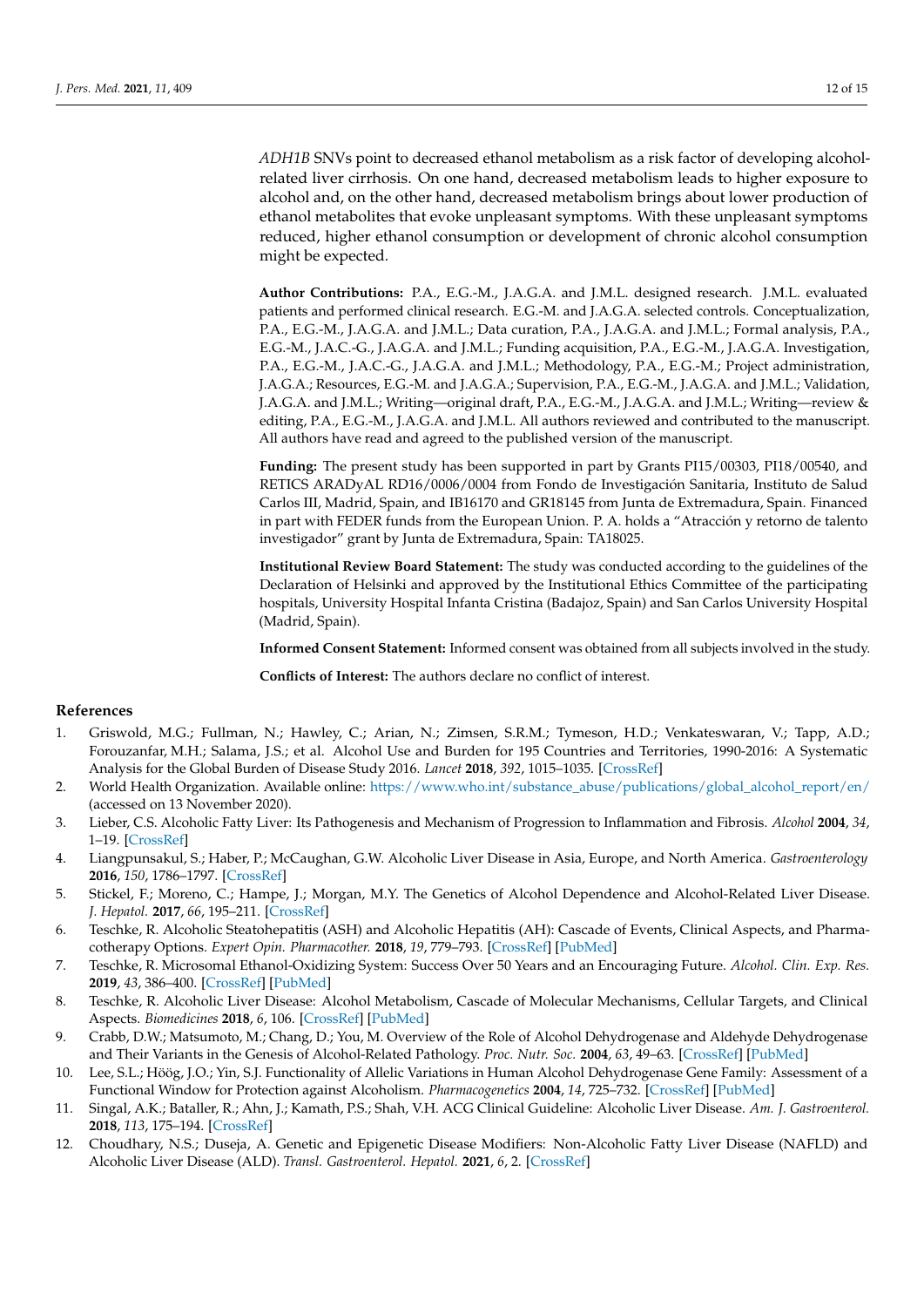*ADH1B* SNVs point to decreased ethanol metabolism as a risk factor of developing alcohol-related liver cirrhosis. On one hand, decreased metabolism leads to higher exposure to alcohol and, on the other hand, decreased metabolism brings about lower production of ethanol metabolites that evoke unpleasant symptoms. With these unpleasant symptoms reduced, higher ethanol consumption or development of chronic alcohol consumption might be expected.

**Author Contributions:** P.A., E.G.-M., J.A.G.A. and J.M.L. designed research. J.M.L. evaluated patients and performed clinical research. E.G.-M. and J.A.G.A. selected controls. Conceptualization, P.A., E.G.-M., J.A.G.A. and J.M.L.; Data curation, P.A., J.A.G.A. and J.M.L.; Formal analysis, P.A., E.G.-M., J.A.C.-G., J.A.G.A. and J.M.L.; Funding acquisition, P.A., E.G.-M., J.A.G.A. Investigation, P.A., E.G.-M., J.A.C.-G., J.A.G.A. and J.M.L.; Methodology, P.A., E.G.-M.; Project administration, J.A.G.A.; Resources, E.G.-M. and J.A.G.A.; Supervision, P.A., E.G.-M., J.A.G.A. and J.M.L.; Validation, J.A.G.A. and J.M.L.; Writing—original draft, P.A., E.G.-M., J.A.G.A. and J.M.L.; Writing—review & editing, P.A., E.G.-M., J.A.G.A. and J.M.L. All authors reviewed and contributed to the manuscript. All authors have read and agreed to the published version of the manuscript.

**Funding:** The present study has been supported in part by Grants PI15/00303, PI18/00540, and RETICS ARADyAL RD16/0006/0004 from Fondo de Investigación Sanitaria, Instituto de Salud Carlos III, Madrid, Spain, and IB16170 and GR18145 from Junta de Extremadura, Spain. Financed in part with FEDER funds from the European Union. P. A. holds a "Atracción y retorno de talento investigador" grant by Junta de Extremadura, Spain: TA18025.

**Institutional Review Board Statement:** The study was conducted according to the guidelines of the Declaration of Helsinki and approved by the Institutional Ethics Committee of the participating hospitals, University Hospital Infanta Cristina (Badajoz, Spain) and San Carlos University Hospital (Madrid, Spain).

**Informed Consent Statement:** Informed consent was obtained from all subjects involved in the study.

**Conflicts of Interest:** The authors declare no conflict of interest.

## References

1. Griswold, M.G.; Fullman, N.; Hawley, C.; Arian, N.; Zimsen, S.R.M.; Tymeson, H.D.; Venkateswaran, V.; Tapp, A.D.; Forouzanfar, M.H.; Salama, J.S.; et al. Alcohol Use and Burden for 195 Countries and Territories, 1990-2016: A Systematic Analysis for the Global Burden of Disease Study 2016. *Lancet* **2018**, *392*, 1015–1035. [CrossRef]
2. World Health Organization. Available online: https://www.who.int/substance_abuse/publications/global_alcohol_report/en/ (accessed on 13 November 2020).
3. Lieber, C.S. Alcoholic Fatty Liver: Its Pathogenesis and Mechanism of Progression to Inflammation and Fibrosis. *Alcohol* **2004**, *34*, 1–19. [CrossRef]
4. Liangpunsakul, S.; Haber, P.; McCaughan, G.W. Alcoholic Liver Disease in Asia, Europe, and North America. *Gastroenterology* **2016**, *150*, 1786–1797. [CrossRef]
5. Stickel, F.; Moreno, C.; Hampe, J.; Morgan, M.Y. The Genetics of Alcohol Dependence and Alcohol-Related Liver Disease. *J. Hepatol.* **2017**, *66*, 195–211. [CrossRef]
6. Teschke, R. Alcoholic Steatohepatitis (ASH) and Alcoholic Hepatitis (AH): Cascade of Events, Clinical Aspects, and Pharmacotherapy Options. *Expert Opin. Pharmacother.* **2018**, *19*, 779–793. [CrossRef] [PubMed]
7. Teschke, R. Microsomal Ethanol-Oxidizing System: Success Over 50 Years and an Encouraging Future. *Alcohol. Clin. Exp. Res.* **2019**, *43*, 386–400. [CrossRef] [PubMed]
8. Teschke, R. Alcoholic Liver Disease: Alcohol Metabolism, Cascade of Molecular Mechanisms, Cellular Targets, and Clinical Aspects. *Biomedicines* **2018**, *6*, 106. [CrossRef] [PubMed]
9. Crabb, D.W.; Matsumoto, M.; Chang, D.; You, M. Overview of the Role of Alcohol Dehydrogenase and Aldehyde Dehydrogenase and Their Variants in the Genesis of Alcohol-Related Pathology. *Proc. Nutr. Soc.* **2004**, *63*, 49–63. [CrossRef] [PubMed]
10. Lee, S.L.; Höög, J.O.; Yin, S.J. Functionality of Allelic Variations in Human Alcohol Dehydrogenase Gene Family: Assessment of a Functional Window for Protection against Alcoholism. *Pharmacogenetics* **2004**, *14*, 725–732. [CrossRef] [PubMed]
11. Singal, A.K.; Bataller, R.; Ahn, J.; Kamath, P.S.; Shah, V.H. ACG Clinical Guideline: Alcoholic Liver Disease. *Am. J. Gastroenterol.* **2018**, *113*, 175–194. [CrossRef]
12. Choudhary, N.S.; Duseja, A. Genetic and Epigenetic Disease Modifiers: Non-Alcoholic Fatty Liver Disease (NAFLD) and Alcoholic Liver Disease (ALD). *Transl. Gastroenterol. Hepatol.* **2021**, *6*, 2. [CrossRef]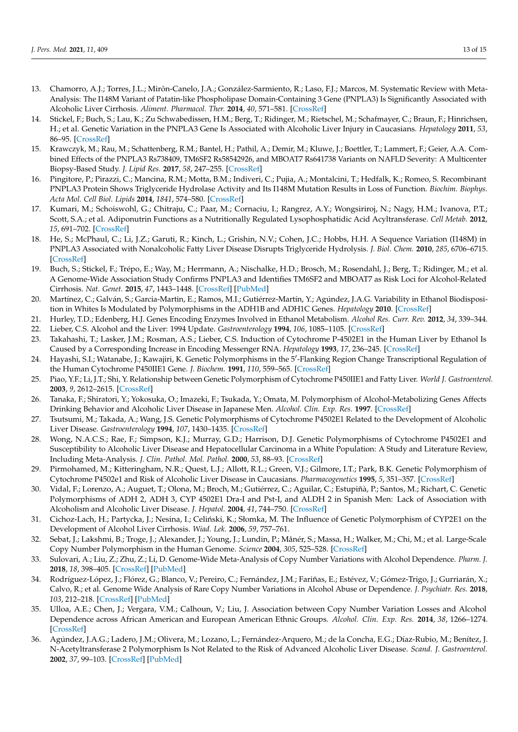13. Chamorro, A.J.; Torres, J.L.; Mirõn-Canelo, J.A.; González-Sarmiento, R.; Laso, F.J.; Marcos, M. Systematic Review with Meta-Analysis: The I148M Variant of Patatin-like Phospholipase Domain-Containing 3 Gene (PNPLA3) Is Significantly Associated with Alcoholic Liver Cirrhosis. *Aliment. Pharmacol. Ther.* **2014**, *40*, 571–581. [CrossRef]
14. Stickel, F.; Buch, S.; Lau, K.; Zu Schwabedissen, H.M.; Berg, T.; Ridinger, M.; Rietschel, M.; Schafmayer, C.; Braun, F.; Hinrichsen, H.; et al. Genetic Variation in the PNPLA3 Gene Is Associated with Alcoholic Liver Injury in Caucasians. *Hepatology* **2011**, *53*, 86–95. [CrossRef]
15. Krawczyk, M.; Rau, M.; Schattenberg, R.M.; Bantel, H.; Pathil, A.; Demir, M.; Kluwe, J.; Boettler, T.; Lammert, F.; Geier, A.A. Combined Effects of the PNPLA3 Rs738409, TM6SF2 Rs58542926, and MBOAT7 Rs641738 Variants on NAFLD Severity: A Multicenter Biopsy-Based Study. *J. Lipid Res.* **2017**, *58*, 247–255. [CrossRef]
16. Pingitore, P.; Pirazzi, C.; Mancina, R.M.; Motta, B.M.; Indiveri, C.; Pujia, A.; Montalcini, T.; Hedfalk, K.; Romeo, S. Recombinant PNPLA3 Protein Shows Triglyceride Hydrolase Activity and Its I148M Mutation Results in Loss of Function. *Biochim. Biophys. Acta Mol. Cell Biol. Lipids* **2014**, *1841*, 574–580. [CrossRef]
17. Kumari, M.; Schoiswohl, G.; Chitraju, C.; Paar, M.; Cornaciu, I.; Rangrez, A.Y.; Wongsiriroj, N.; Nagy, H.M.; Ivanova, P.T.; Scott, S.A.; et al. Adiponutrin Functions as a Nutritionally Regulated Lysophosphatidic Acid Acyltransferase. *Cell Metab.* **2012**, *15*, 691–702. [CrossRef]
18. He, S.; McPhaul, C.; Li, J.Z.; Garuti, R.; Kinch, L.; Grishin, N.V.; Cohen, J.C.; Hobbs, H.H. A Sequence Variation (I148M) in PNPLA3 Associated with Nonalcoholic Fatty Liver Disease Disrupts Triglyceride Hydrolysis. *J. Biol. Chem.* **2010**, *285*, 6706–6715. [CrossRef]
19. Buch, S.; Stickel, F.; Trépo, E.; Way, M.; Herrmann, A.; Nischalke, H.D.; Brosch, M.; Rosendahl, J.; Berg, T.; Ridinger, M.; et al. A Genome-Wide Association Study Confirms PNPLA3 and Identifies TM6SF2 and MBOAT7 as Risk Loci for Alcohol-Related Cirrhosis. *Nat. Genet.* **2015**, *47*, 1443–1448. [CrossRef] [PubMed]
20. Martínez, C.; Galván, S.; Garcia-Martin, E.; Ramos, M.I.; Gutiérrez-Martín, Y.; Agúndez, J.A.G. Variability in Ethanol Biodisposition in Whites Is Modulated by Polymorphisms in the ADH1B and ADH1C Genes. *Hepatology* **2010**. [CrossRef]
21. Hurley, T.D.; Edenberg, H.J. Genes Encoding Enzymes Involved in Ethanol Metabolism. *Alcohol Res. Curr. Rev.* **2012**, *34*, 339–344.
22. Lieber, C.S. Alcohol and the Liver: 1994 Update. *Gastroenterology* **1994**, *106*, 1085–1105. [CrossRef]
23. Takahashi, T.; Lasker, J.M.; Rosman, A.S.; Lieber, C.S. Induction of Cytochrome P-4502E1 in the Human Liver by Ethanol Is Caused by a Corresponding Increase in Encoding Messenger RNA. *Hepatology* **1993**, *17*, 236–245. [CrossRef]
24. Hayashi, S.I.; Watanabe, J.; Kawajiri, K. Genetic Polymorphisms in the 5′-Flanking Region Change Transcriptional Regulation of the Human Cytochrome P450IIE1 Gene. *J. Biochem.* **1991**, *110*, 559–565. [CrossRef]
25. Piao, Y.F.; Li, J.T.; Shi, Y. Relationship between Genetic Polymorphism of Cytochrome P450IIE1 and Fatty Liver. *World J. Gastroenterol.* **2003**, *9*, 2612–2615. [CrossRef]
26. Tanaka, F.; Shiratori, Y.; Yokosuka, O.; Imazeki, F.; Tsukada, Y.; Omata, M. Polymorphism of Alcohol-Metabolizing Genes Affects Drinking Behavior and Alcoholic Liver Disease in Japanese Men. *Alcohol. Clin. Exp. Res.* **1997**. [CrossRef]
27. Tsutsumi, M.; Takada, A.; Wang, J.S. Genetic Polymorphisms of Cytochrome P4502E1 Related to the Development of Alcoholic Liver Disease. *Gastroenterology* **1994**, *107*, 1430–1435. [CrossRef]
28. Wong, N.A.C.S.; Rae, F.; Simpson, K.J.; Murray, G.D.; Harrison, D.J. Genetic Polymorphisms of Cytochrome P4502E1 and Susceptibility to Alcoholic Liver Disease and Hepatocellular Carcinoma in a White Population: A Study and Literature Review, Including Meta-Analysis. *J. Clin. Pathol. Mol. Pathol.* **2000**, *53*, 88–93. [CrossRef]
29. Pirmohamed, M.; Kitteringham, N.R.; Quest, L.J.; Allott, R.L.; Green, V.J.; Gilmore, I.T.; Park, B.K. Genetic Polymorphism of Cytochrome P4502e1 and Risk of Alcoholic Liver Disease in Caucasians. *Pharmacogenetics* **1995**, *5*, 351–357. [CrossRef]
30. Vidal, F.; Lorenzo, A.; Auguet, T.; Olona, M.; Broch, M.; Gutiérrez, C.; Aguilar, C.; Estupiñà, P.; Santos, M.; Richart, C. Genetic Polymorphisms of ADH 2, ADH 3, CYP 4502E1 Dra-I and Pst-I, and ALDH 2 in Spanish Men: Lack of Association with Alcoholism and Alcoholic Liver Disease. *J. Hepatol.* **2004**, *41*, 744–750. [CrossRef]
31. Cichoz-Lach, H.; Partycka, J.; Nesina, I.; Celiński, K.; Słomka, M. The Influence of Genetic Polymorphism of CYP2E1 on the Development of Alcohol Liver Cirrhosis. *Wiad. Lek.* **2006**, *59*, 757–761.
32. Sebat, J.; Lakshmi, B.; Troge, J.; Alexander, J.; Young, J.; Lundin, P.; Månér, S.; Massa, H.; Walker, M.; Chi, M.; et al. Large-Scale Copy Number Polymorphism in the Human Genome. *Science* **2004**, *305*, 525–528. [CrossRef]
33. Sulovari, A.; Liu, Z.; Zhu, Z.; Li, D. Genome-Wide Meta-Analysis of Copy Number Variations with Alcohol Dependence. *Pharm. J.* **2018**, *18*, 398–405. [CrossRef] [PubMed]
34. Rodríguez-López, J.; Flórez, G.; Blanco, V.; Pereiro, C.; Fernández, J.M.; Fariñas, E.; Estévez, V.; Gómez-Trigo, J.; Gurriarán, X.; Calvo, R.; et al. Genome Wide Analysis of Rare Copy Number Variations in Alcohol Abuse or Dependence. *J. Psychiatr. Res.* **2018**, *103*, 212–218. [CrossRef] [PubMed]
35. Ulloa, A.E.; Chen, J.; Vergara, V.M.; Calhoun, V.; Liu, J. Association between Copy Number Variation Losses and Alcohol Dependence across African American and European American Ethnic Groups. *Alcohol. Clin. Exp. Res.* **2014**, *38*, 1266–1274. [CrossRef]
36. Agúndez, J.A.G.; Ladero, J.M.; Olivera, M.; Lozano, L.; Fernández-Arquero, M.; de la Concha, E.G.; Díaz-Rubio, M.; Benítez, J. N-Acetyltransferase 2 Polymorphism Is Not Related to the Risk of Advanced Alcoholic Liver Disease. *Scand. J. Gastroenterol.* **2002**, *37*, 99–103. [CrossRef] [PubMed]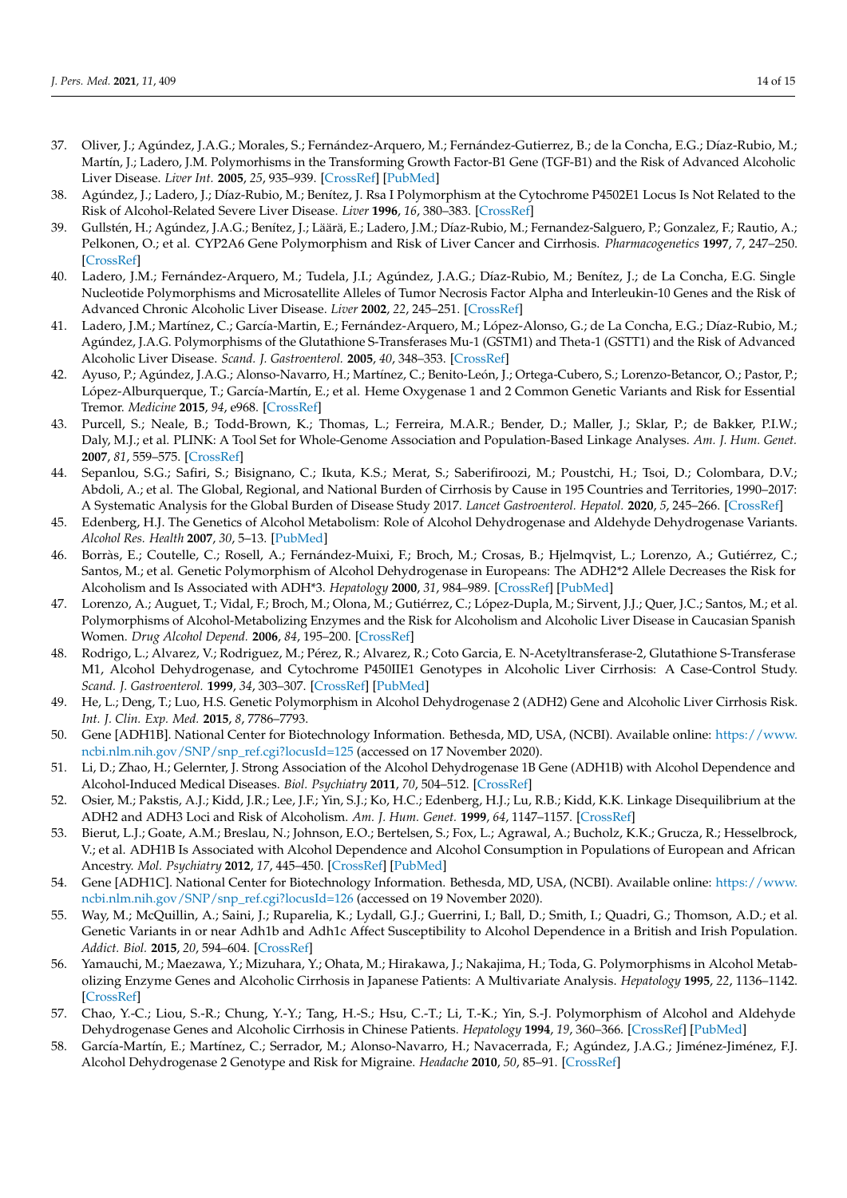37. Oliver, J.; Agúndez, J.A.G.; Morales, S.; Fernández-Arquero, M.; Fernández-Gutierrez, B.; de la Concha, E.G.; Díaz-Rubio, M.; Martín, J.; Ladero, J.M. Polymorhisms in the Transforming Growth Factor-B1 Gene (TGF-B1) and the Risk of Advanced Alcoholic Liver Disease. *Liver Int.* **2005**, *25*, 935–939. [CrossRef] [PubMed]
38. Agúndez, J.; Ladero, J.; Díaz-Rubio, M.; Benítez, J. Rsa I Polymorphism at the Cytochrome P4502E1 Locus Is Not Related to the Risk of Alcohol-Related Severe Liver Disease. *Liver* **1996**, *16*, 380–383. [CrossRef]
39. Gullstén, H.; Agúndez, J.A.G.; Benítez, J.; Läärä, E.; Ladero, J.M.; Díaz-Rubio, M.; Fernandez-Salguero, P.; Gonzalez, F.; Rautio, A.; Pelkonen, O.; et al. CYP2A6 Gene Polymorphism and Risk of Liver Cancer and Cirrhosis. *Pharmacogenetics* **1997**, *7*, 247–250. [CrossRef]
40. Ladero, J.M.; Fernández-Arquero, M.; Tudela, J.I.; Agúndez, J.A.G.; Díaz-Rubio, M.; Benítez, J.; de La Concha, E.G. Single Nucleotide Polymorphisms and Microsatellite Alleles of Tumor Necrosis Factor Alpha and Interleukin-10 Genes and the Risk of Advanced Chronic Alcoholic Liver Disease. *Liver* **2002**, *22*, 245–251. [CrossRef]
41. Ladero, J.M.; Martínez, C.; García-Martin, E.; Fernández-Arquero, M.; López-Alonso, G.; de La Concha, E.G.; Díaz-Rubio, M.; Agúndez, J.A.G. Polymorphisms of the Glutathione S-Transferases Mu-1 (GSTM1) and Theta-1 (GSTT1) and the Risk of Advanced Alcoholic Liver Disease. *Scand. J. Gastroenterol.* **2005**, *40*, 348–353. [CrossRef]
42. Ayuso, P.; Agúndez, J.A.G.; Alonso-Navarro, H.; Martínez, C.; Benito-León, J.; Ortega-Cubero, S.; Lorenzo-Betancor, O.; Pastor, P.; López-Alburquerque, T.; García-Martín, E.; et al. Heme Oxygenase 1 and 2 Common Genetic Variants and Risk for Essential Tremor. *Medicine* **2015**, *94*, e968. [CrossRef]
43. Purcell, S.; Neale, B.; Todd-Brown, K.; Thomas, L.; Ferreira, M.A.R.; Bender, D.; Maller, J.; Sklar, P.; de Bakker, P.I.W.; Daly, M.J.; et al. PLINK: A Tool Set for Whole-Genome Association and Population-Based Linkage Analyses. *Am. J. Hum. Genet.* **2007**, *81*, 559–575. [CrossRef]
44. Sepanlou, S.G.; Safiri, S.; Bisignano, C.; Ikuta, K.S.; Merat, S.; Saberifiroozi, M.; Poustchi, H.; Tsoi, D.; Colombara, D.V.; Abdoli, A.; et al. The Global, Regional, and National Burden of Cirrhosis by Cause in 195 Countries and Territories, 1990–2017: A Systematic Analysis for the Global Burden of Disease Study 2017. *Lancet Gastroenterol. Hepatol.* **2020**, *5*, 245–266. [CrossRef]
45. Edenberg, H.J. The Genetics of Alcohol Metabolism: Role of Alcohol Dehydrogenase and Aldehyde Dehydrogenase Variants. *Alcohol Res. Health* **2007**, *30*, 5–13. [PubMed]
46. Borràs, E.; Coutelle, C.; Rosell, A.; Fernández-Muixi, F.; Broch, M.; Crosas, B.; Hjelmqvist, L.; Lorenzo, A.; Gutiérrez, C.; Santos, M.; et al. Genetic Polymorphism of Alcohol Dehydrogenase in Europeans: The ADH2*2 Allele Decreases the Risk for Alcoholism and Is Associated with ADH*3. *Hepatology* **2000**, *31*, 984–989. [CrossRef] [PubMed]
47. Lorenzo, A.; Auguet, T.; Vidal, F.; Broch, M.; Olona, M.; Gutiérrez, C.; López-Dupla, M.; Sirvent, J.J.; Quer, J.C.; Santos, M.; et al. Polymorphisms of Alcohol-Metabolizing Enzymes and the Risk for Alcoholism and Alcoholic Liver Disease in Caucasian Spanish Women. *Drug Alcohol Depend.* **2006**, *84*, 195–200. [CrossRef]
48. Rodrigo, L.; Alvarez, V.; Rodriguez, M.; Pérez, R.; Alvarez, R.; Coto Garcia, E. N-Acetyltransferase-2, Glutathione S-Transferase M1, Alcohol Dehydrogenase, and Cytochrome P450IIE1 Genotypes in Alcoholic Liver Cirrhosis: A Case-Control Study. *Scand. J. Gastroenterol.* **1999**, *34*, 303–307. [CrossRef] [PubMed]
49. He, L.; Deng, T.; Luo, H.S. Genetic Polymorphism in Alcohol Dehydrogenase 2 (ADH2) Gene and Alcoholic Liver Cirrhosis Risk. *Int. J. Clin. Exp. Med.* **2015**, *8*, 7786–7793.
50. Gene [ADH1B]. National Center for Biotechnology Information. Bethesda, MD, USA, (NCBI). Available online: https://www.ncbi.nlm.nih.gov/SNP/snp_ref.cgi?locusId=125 (accessed on 17 November 2020).
51. Li, D.; Zhao, H.; Gelernter, J. Strong Association of the Alcohol Dehydrogenase 1B Gene (ADH1B) with Alcohol Dependence and Alcohol-Induced Medical Diseases. *Biol. Psychiatry* **2011**, *70*, 504–512. [CrossRef]
52. Osier, M.; Pakstis, A.J.; Kidd, J.R.; Lee, J.F.; Yin, S.J.; Ko, H.C.; Edenberg, H.J.; Lu, R.B.; Kidd, K.K. Linkage Disequilibrium at the ADH2 and ADH3 Loci and Risk of Alcoholism. *Am. J. Hum. Genet.* **1999**, *64*, 1147–1157. [CrossRef]
53. Bierut, L.J.; Goate, A.M.; Breslau, N.; Johnson, E.O.; Bertelsen, S.; Fox, L.; Agrawal, A.; Bucholz, K.K.; Grucza, R.; Hesselbrock, V.; et al. ADH1B Is Associated with Alcohol Dependence and Alcohol Consumption in Populations of European and African Ancestry. *Mol. Psychiatry* **2012**, *17*, 445–450. [CrossRef] [PubMed]
54. Gene [ADH1C]. National Center for Biotechnology Information. Bethesda, MD, USA, (NCBI). Available online: https://www.ncbi.nlm.nih.gov/SNP/snp_ref.cgi?locusId=126 (accessed on 19 November 2020).
55. Way, M.; McQuillin, A.; Saini, J.; Ruparelia, K.; Lydall, G.J.; Guerrini, I.; Ball, D.; Smith, I.; Quadri, G.; Thomson, A.D.; et al. Genetic Variants in or near Adh1b and Adh1c Affect Susceptibility to Alcohol Dependence in a British and Irish Population. *Addict. Biol.* **2015**, *20*, 594–604. [CrossRef]
56. Yamauchi, M.; Maezawa, Y.; Mizuhara, Y.; Ohata, M.; Hirakawa, J.; Nakajima, H.; Toda, G. Polymorphisms in Alcohol Metabolizing Enzyme Genes and Alcoholic Cirrhosis in Japanese Patients: A Multivariate Analysis. *Hepatology* **1995**, *22*, 1136–1142. [CrossRef]
57. Chao, Y.-C.; Liou, S.-R.; Chung, Y.-Y.; Tang, H.-S.; Hsu, C.-T.; Li, T.-K.; Yin, S.-J. Polymorphism of Alcohol and Aldehyde Dehydrogenase Genes and Alcoholic Cirrhosis in Chinese Patients. *Hepatology* **1994**, *19*, 360–366. [CrossRef] [PubMed]
58. García-Martín, E.; Martínez, C.; Serrador, M.; Alonso-Navarro, H.; Navacerrada, F.; Agúndez, J.A.G.; Jiménez-Jiménez, F.J. Alcohol Dehydrogenase 2 Genotype and Risk for Migraine. *Headache* **2010**, *50*, 85–91. [CrossRef]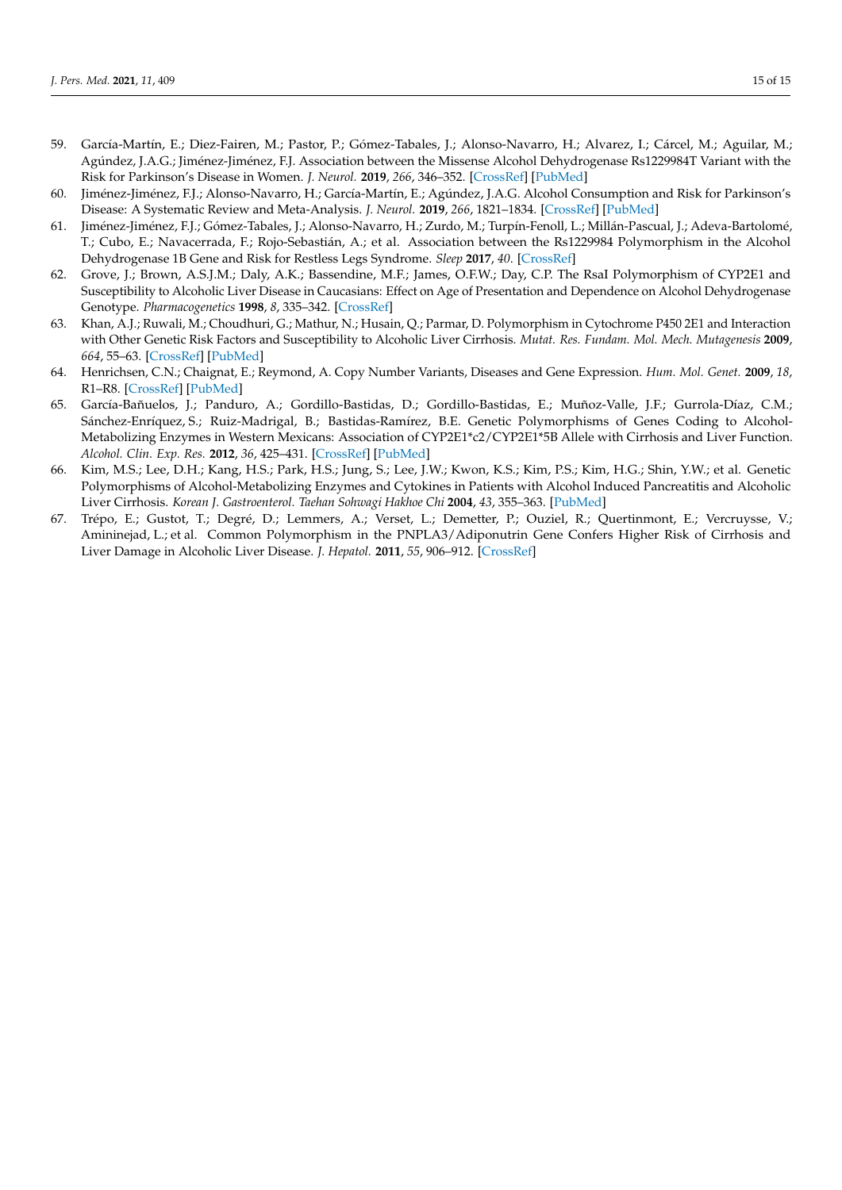59. García-Martín, E.; Diez-Fairen, M.; Pastor, P.; Gómez-Tabales, J.; Alonso-Navarro, H.; Alvarez, I.; Cárcel, M.; Aguilar, M.; Agúndez, J.A.G.; Jiménez-Jiménez, F.J. Association between the Missense Alcohol Dehydrogenase Rs1229984T Variant with the Risk for Parkinson's Disease in Women. *J. Neurol.* **2019**, *266*, 346–352. [CrossRef] [PubMed]
60. Jiménez-Jiménez, F.J.; Alonso-Navarro, H.; García-Martín, E.; Agúndez, J.A.G. Alcohol Consumption and Risk for Parkinson's Disease: A Systematic Review and Meta-Analysis. *J. Neurol.* **2019**, *266*, 1821–1834. [CrossRef] [PubMed]
61. Jiménez-Jiménez, F.J.; Gómez-Tabales, J.; Alonso-Navarro, H.; Zurdo, M.; Turpín-Fenoll, L.; Millán-Pascual, J.; Adeva-Bartolomé, T.; Cubo, E.; Navacerrada, F.; Rojo-Sebastián, A.; et al. Association between the Rs1229984 Polymorphism in the Alcohol Dehydrogenase 1B Gene and Risk for Restless Legs Syndrome. *Sleep* **2017**, *40*. [CrossRef]
62. Grove, J.; Brown, A.S.J.M.; Daly, A.K.; Bassendine, M.F.; James, O.F.W.; Day, C.P. The RsaI Polymorphism of CYP2E1 and Susceptibility to Alcoholic Liver Disease in Caucasians: Effect on Age of Presentation and Dependence on Alcohol Dehydrogenase Genotype. *Pharmacogenetics* **1998**, *8*, 335–342. [CrossRef]
63. Khan, A.J.; Ruwali, M.; Choudhuri, G.; Mathur, N.; Husain, Q.; Parmar, D. Polymorphism in Cytochrome P450 2E1 and Interaction with Other Genetic Risk Factors and Susceptibility to Alcoholic Liver Cirrhosis. *Mutat. Res. Fundam. Mol. Mech. Mutagenesis* **2009**, *664*, 55–63. [CrossRef] [PubMed]
64. Henrichsen, C.N.; Chaignat, E.; Reymond, A. Copy Number Variants, Diseases and Gene Expression. *Hum. Mol. Genet.* **2009**, *18*, R1–R8. [CrossRef] [PubMed]
65. García-Bañuelos, J.; Panduro, A.; Gordillo-Bastidas, D.; Gordillo-Bastidas, E.; Muñoz-Valle, J.F.; Gurrola-Díaz, C.M.; Sánchez-Enríquez, S.; Ruiz-Madrigal, B.; Bastidas-Ramírez, B.E. Genetic Polymorphisms of Genes Coding to Alcohol-Metabolizing Enzymes in Western Mexicans: Association of CYP2E1*c2/CYP2E1*5B Allele with Cirrhosis and Liver Function. *Alcohol. Clin. Exp. Res.* **2012**, *36*, 425–431. [CrossRef] [PubMed]
66. Kim, M.S.; Lee, D.H.; Kang, H.S.; Park, H.S.; Jung, S.; Lee, J.W.; Kwon, K.S.; Kim, P.S.; Kim, H.G.; Shin, Y.W.; et al. Genetic Polymorphisms of Alcohol-Metabolizing Enzymes and Cytokines in Patients with Alcohol Induced Pancreatitis and Alcoholic Liver Cirrhosis. *Korean J. Gastroenterol. Taehan Sohwagi Hakhoe Chi* **2004**, *43*, 355–363. [PubMed]
67. Trépo, E.; Gustot, T.; Degré, D.; Lemmers, A.; Verset, L.; Demetter, P.; Ouziel, R.; Quertinmont, E.; Vercruysse, V.; Amininejad, L.; et al. Common Polymorphism in the PNPLA3/Adiponutrin Gene Confers Higher Risk of Cirrhosis and Liver Damage in Alcoholic Liver Disease. *J. Hepatol.* **2011**, *55*, 906–912. [CrossRef]